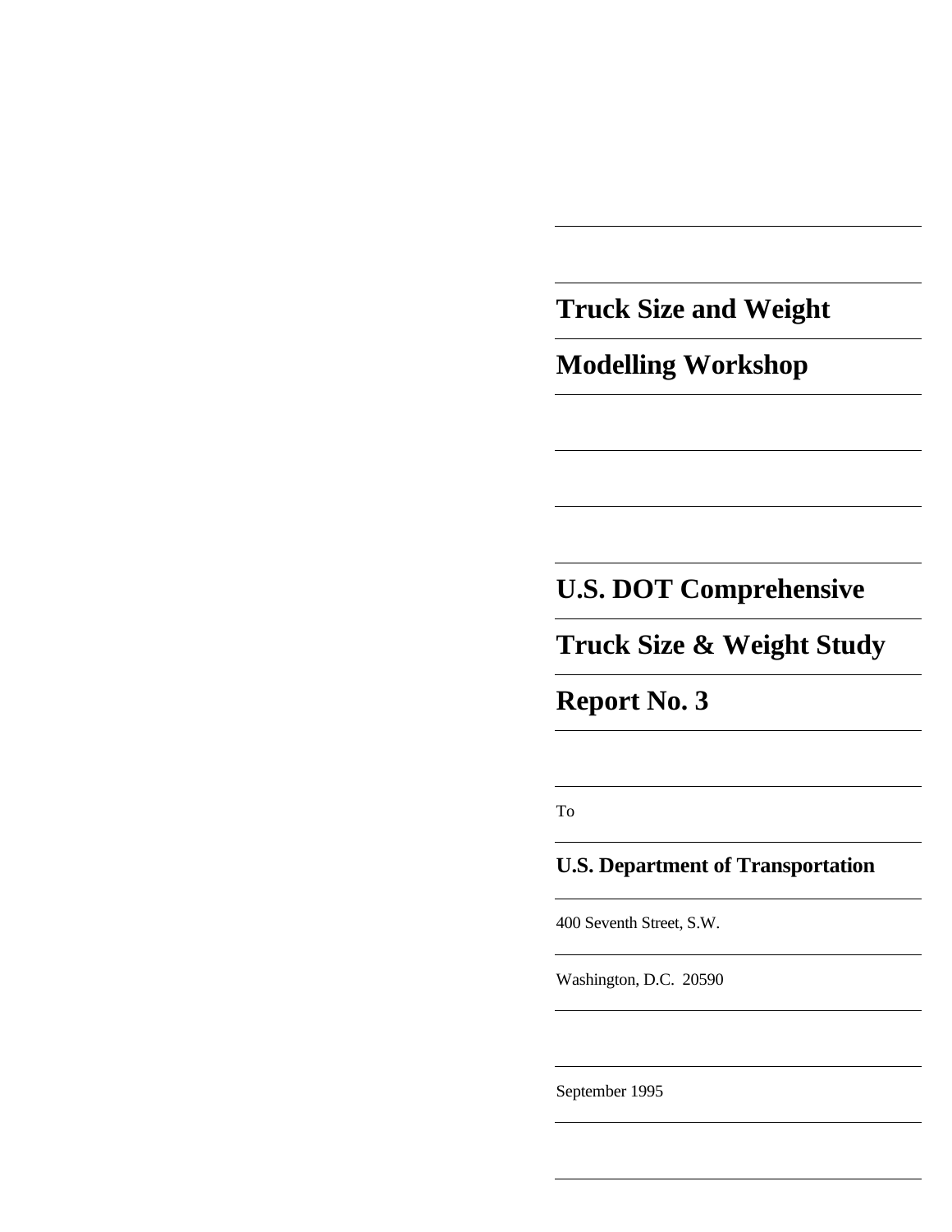# Truck Size and Weight

# Modelling Workshop

## U.S. DOT Comprehensive

## Truck Size & Weight Study

## Report No. 3

To

**U.S. Department of Transportation**

400 Seventh Street, S.W.

Washington, D.C. 20590

September 1995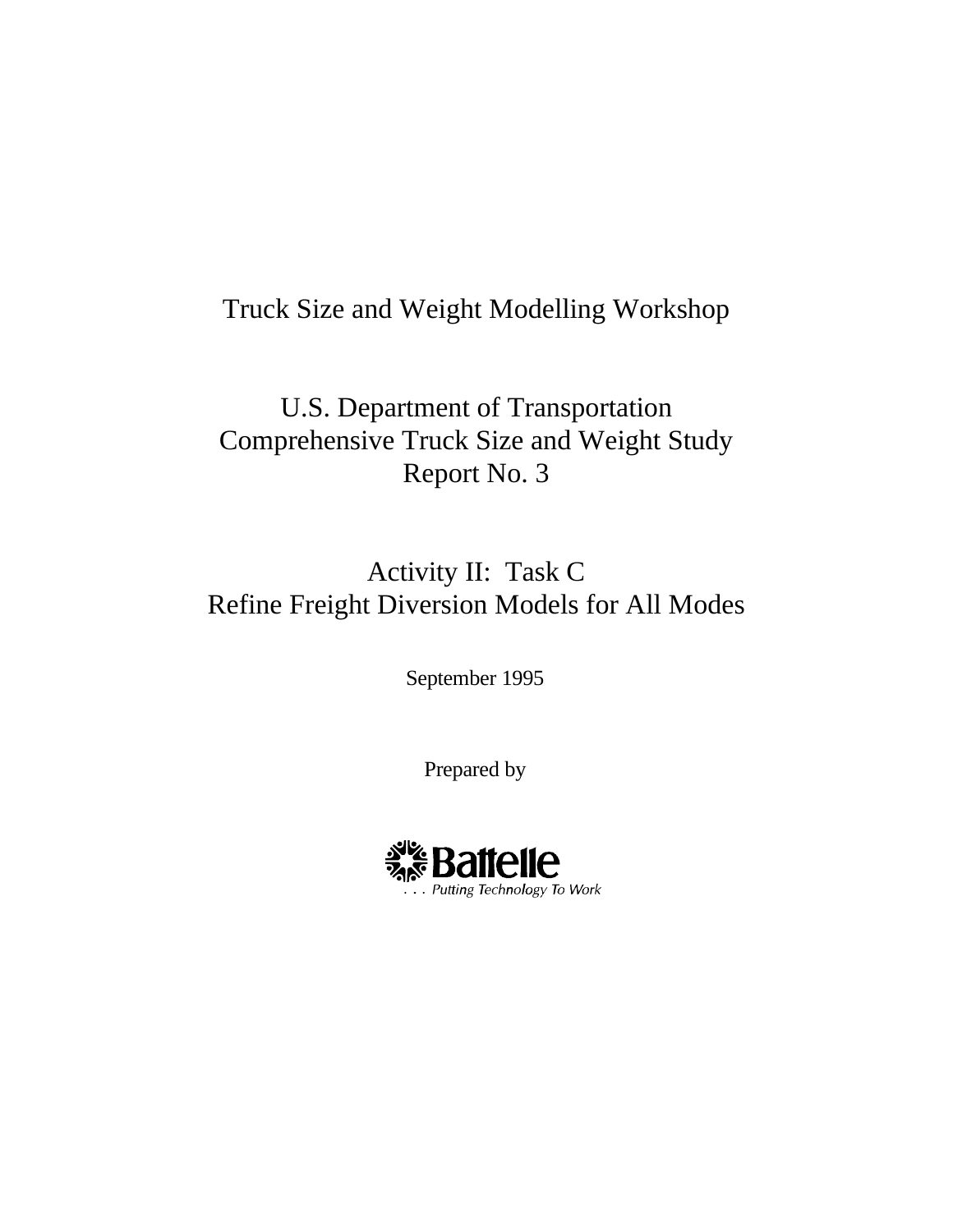Truck Size and Weight Modelling Workshop

U.S. Department of Transportation
Comprehensive Truck Size and Weight Study
Report No. 3

Activity II: Task C
Refine Freight Diversion Models for All Modes

September 1995

Prepared by

Battelle
. . . Putting Technology To Work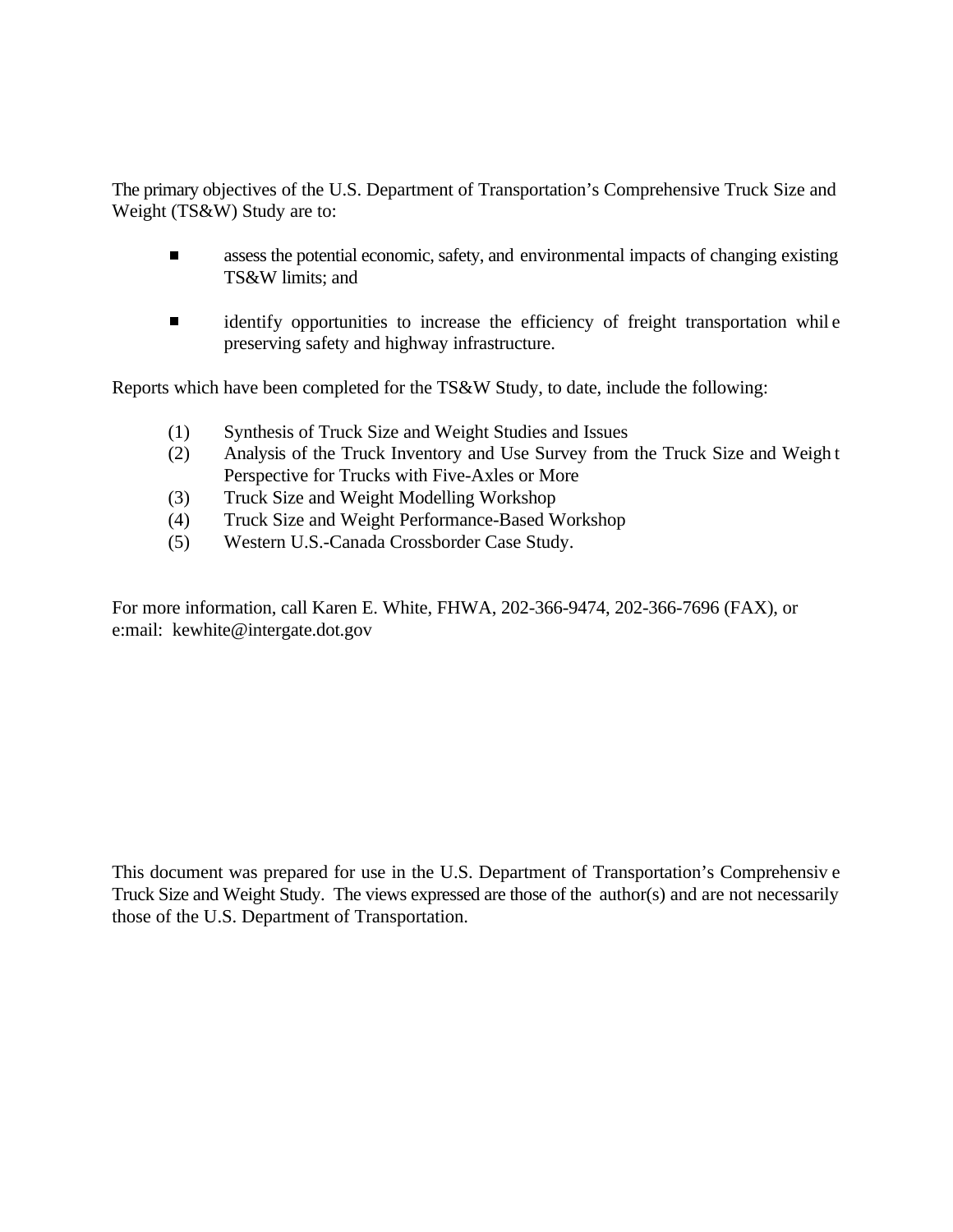The primary objectives of the U.S. Department of Transportation's Comprehensive Truck Size and Weight (TS&W) Study are to:

- assess the potential economic, safety, and environmental impacts of changing existing TS&W limits; and

- identify opportunities to increase the efficiency of freight transportation while preserving safety and highway infrastructure.

Reports which have been completed for the TS&W Study, to date, include the following:

(1) Synthesis of Truck Size and Weight Studies and Issues
(2) Analysis of the Truck Inventory and Use Survey from the Truck Size and Weight Perspective for Trucks with Five-Axles or More
(3) Truck Size and Weight Modelling Workshop
(4) Truck Size and Weight Performance-Based Workshop
(5) Western U.S.-Canada Crossborder Case Study.

For more information, call Karen E. White, FHWA, 202-366-9474, 202-366-7696 (FAX), or e:mail: kewhite@intergate.dot.gov

This document was prepared for use in the U.S. Department of Transportation's Comprehensive Truck Size and Weight Study. The views expressed are those of the author(s) and are not necessarily those of the U.S. Department of Transportation.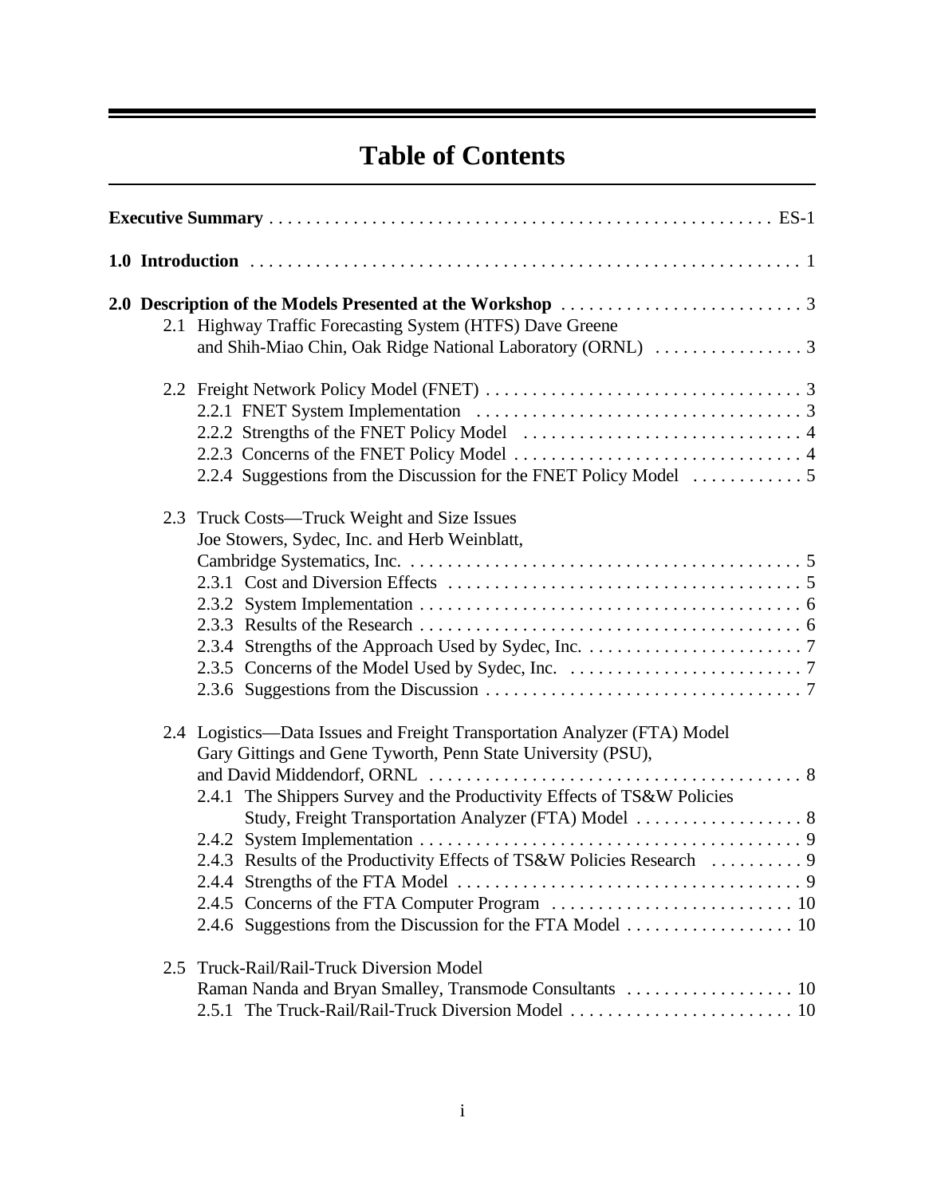# Table of Contents

**Executive Summary** . . . . . . . . . . . . . . . . . . . . . . . . . . . . . . . . . . . . . . . . . . . . . . . . . . . . . ES-1

**1.0 Introduction** . . . . . . . . . . . . . . . . . . . . . . . . . . . . . . . . . . . . . . . . . . . . . . . . . . . . . . . . . . . 1

**2.0 Description of the Models Presented at the Workshop** . . . . . . . . . . . . . . . . . . . . . . . . . . 3

2.1 Highway Traffic Forecasting System (HTFS) Dave Greene and Shih-Miao Chin, Oak Ridge National Laboratory (ORNL) . . . . . . . . . . . . . . . . 3

2.2 Freight Network Policy Model (FNET) . . . . . . . . . . . . . . . . . . . . . . . . . . . . . . . . . . 3
- 2.2.1 FNET System Implementation . . . . . . . . . . . . . . . . . . . . . . . . . . . . . . . . . . . 3
- 2.2.2 Strengths of the FNET Policy Model . . . . . . . . . . . . . . . . . . . . . . . . . . . . . . 4
- 2.2.3 Concerns of the FNET Policy Model . . . . . . . . . . . . . . . . . . . . . . . . . . . . . . . 4
- 2.2.4 Suggestions from the Discussion for the FNET Policy Model . . . . . . . . . . . . 5

2.3 Truck Costs—Truck Weight and Size Issues Joe Stowers, Sydec, Inc. and Herb Weinblatt, Cambridge Systematics, Inc. . . . . . . . . . . . . . . . . . . . . . . . . . . . . . . . . . . . . . . . . . . 5
- 2.3.1 Cost and Diversion Effects . . . . . . . . . . . . . . . . . . . . . . . . . . . . . . . . . . . . . . 5
- 2.3.2 System Implementation . . . . . . . . . . . . . . . . . . . . . . . . . . . . . . . . . . . . . . . . . 6
- 2.3.3 Results of the Research . . . . . . . . . . . . . . . . . . . . . . . . . . . . . . . . . . . . . . . . . 6
- 2.3.4 Strengths of the Approach Used by Sydec, Inc. . . . . . . . . . . . . . . . . . . . . . . . . 7
- 2.3.5 Concerns of the Model Used by Sydec, Inc. . . . . . . . . . . . . . . . . . . . . . . . . . . 7
- 2.3.6 Suggestions from the Discussion . . . . . . . . . . . . . . . . . . . . . . . . . . . . . . . . . . 7

2.4 Logistics—Data Issues and Freight Transportation Analyzer (FTA) Model Gary Gittings and Gene Tyworth, Penn State University (PSU), and David Middendorf, ORNL . . . . . . . . . . . . . . . . . . . . . . . . . . . . . . . . . . . . . . . 8
- 2.4.1 The Shippers Survey and the Productivity Effects of TS&W Policies Study, Freight Transportation Analyzer (FTA) Model . . . . . . . . . . . . . . . . . . 8
- 2.4.2 System Implementation . . . . . . . . . . . . . . . . . . . . . . . . . . . . . . . . . . . . . . . . . 9
- 2.4.3 Results of the Productivity Effects of TS&W Policies Research . . . . . . . . . . 9
- 2.4.4 Strengths of the FTA Model . . . . . . . . . . . . . . . . . . . . . . . . . . . . . . . . . . . . . 9
- 2.4.5 Concerns of the FTA Computer Program . . . . . . . . . . . . . . . . . . . . . . . . . . 10
- 2.4.6 Suggestions from the Discussion for the FTA Model . . . . . . . . . . . . . . . . . . 10

2.5 Truck-Rail/Rail-Truck Diversion Model Raman Nanda and Bryan Smalley, Transmode Consultants . . . . . . . . . . . . . . . . . . 10
- 2.5.1 The Truck-Rail/Rail-Truck Diversion Model . . . . . . . . . . . . . . . . . . . . . . . . 10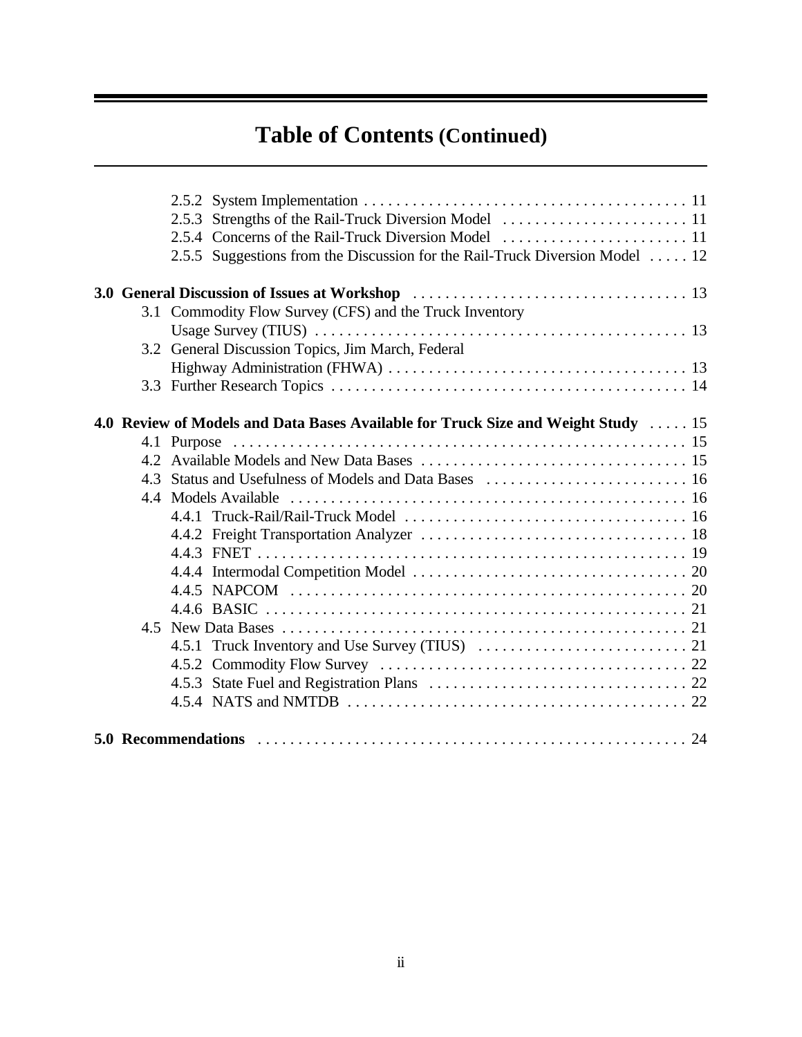# Table of Contents (Continued)

- 2.5.2 System Implementation . . . . . . . . . . . . . . . . . . . . . . . . . . . . . . . . . . . . . . . . 11
- 2.5.3 Strengths of the Rail-Truck Diversion Model . . . . . . . . . . . . . . . . . . . . . . . 11
- 2.5.4 Concerns of the Rail-Truck Diversion Model . . . . . . . . . . . . . . . . . . . . . . . 11
- 2.5.5 Suggestions from the Discussion for the Rail-Truck Diversion Model . . . . . 12

**3.0 General Discussion of Issues at Workshop** . . . . . . . . . . . . . . . . . . . . . . . . . . . . . . . . . . 13

- 3.1 Commodity Flow Survey (CFS) and the Truck Inventory Usage Survey (TIUS) . . . . . . . . . . . . . . . . . . . . . . . . . . . . . . . . . . . . . . . . . . . . . . 13
- 3.2 General Discussion Topics, Jim March, Federal Highway Administration (FHWA) . . . . . . . . . . . . . . . . . . . . . . . . . . . . . . . . . . . . . 13
- 3.3 Further Research Topics . . . . . . . . . . . . . . . . . . . . . . . . . . . . . . . . . . . . . . . . . . . . 14

**4.0 Review of Models and Data Bases Available for Truck Size and Weight Study** . . . . . 15

- 4.1 Purpose . . . . . . . . . . . . . . . . . . . . . . . . . . . . . . . . . . . . . . . . . . . . . . . . . . . . . . . . . 15
- 4.2 Available Models and New Data Bases . . . . . . . . . . . . . . . . . . . . . . . . . . . . . . . . . 15
- 4.3 Status and Usefulness of Models and Data Bases . . . . . . . . . . . . . . . . . . . . . . . . . 16
- 4.4 Models Available . . . . . . . . . . . . . . . . . . . . . . . . . . . . . . . . . . . . . . . . . . . . . . . . . 16
  - 4.4.1 Truck-Rail/Rail-Truck Model . . . . . . . . . . . . . . . . . . . . . . . . . . . . . . . . . . . 16
  - 4.4.2 Freight Transportation Analyzer . . . . . . . . . . . . . . . . . . . . . . . . . . . . . . . . . 18
  - 4.4.3 FNET . . . . . . . . . . . . . . . . . . . . . . . . . . . . . . . . . . . . . . . . . . . . . . . . . . . . . 19
  - 4.4.4 Intermodal Competition Model . . . . . . . . . . . . . . . . . . . . . . . . . . . . . . . . . . 20
  - 4.4.5 NAPCOM . . . . . . . . . . . . . . . . . . . . . . . . . . . . . . . . . . . . . . . . . . . . . . . . . 20
  - 4.4.6 BASIC . . . . . . . . . . . . . . . . . . . . . . . . . . . . . . . . . . . . . . . . . . . . . . . . . . . . 21
- 4.5 New Data Bases . . . . . . . . . . . . . . . . . . . . . . . . . . . . . . . . . . . . . . . . . . . . . . . . . . 21
  - 4.5.1 Truck Inventory and Use Survey (TIUS) . . . . . . . . . . . . . . . . . . . . . . . . . . 21
  - 4.5.2 Commodity Flow Survey . . . . . . . . . . . . . . . . . . . . . . . . . . . . . . . . . . . . . . 22
  - 4.5.3 State Fuel and Registration Plans . . . . . . . . . . . . . . . . . . . . . . . . . . . . . . . . 22
  - 4.5.4 NATS and NMTDB . . . . . . . . . . . . . . . . . . . . . . . . . . . . . . . . . . . . . . . . . . 22

**5.0 Recommendations** . . . . . . . . . . . . . . . . . . . . . . . . . . . . . . . . . . . . . . . . . . . . . . . . . . . . . 24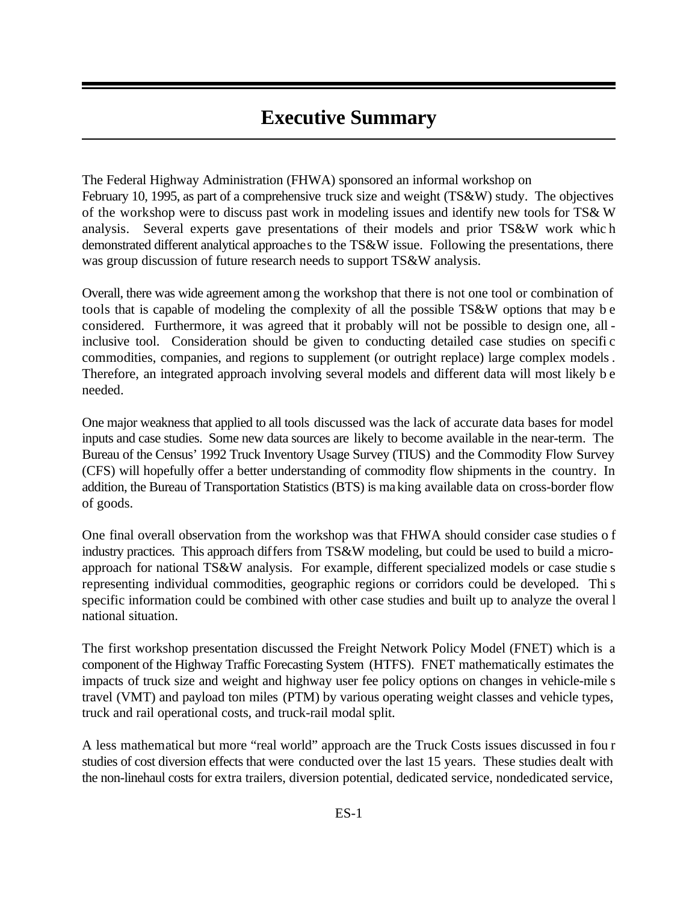# Executive Summary

The Federal Highway Administration (FHWA) sponsored an informal workshop on February 10, 1995, as part of a comprehensive truck size and weight (TS&W) study. The objectives of the workshop were to discuss past work in modeling issues and identify new tools for TS&W analysis. Several experts gave presentations of their models and prior TS&W work which demonstrated different analytical approaches to the TS&W issue. Following the presentations, there was group discussion of future research needs to support TS&W analysis.

Overall, there was wide agreement among the workshop that there is not one tool or combination of tools that is capable of modeling the complexity of all the possible TS&W options that may be considered. Furthermore, it was agreed that it probably will not be possible to design one, all-inclusive tool. Consideration should be given to conducting detailed case studies on specific commodities, companies, and regions to supplement (or outright replace) large complex models. Therefore, an integrated approach involving several models and different data will most likely be needed.

One major weakness that applied to all tools discussed was the lack of accurate data bases for model inputs and case studies. Some new data sources are likely to become available in the near-term. The Bureau of the Census' 1992 Truck Inventory Usage Survey (TIUS) and the Commodity Flow Survey (CFS) will hopefully offer a better understanding of commodity flow shipments in the country. In addition, the Bureau of Transportation Statistics (BTS) is making available data on cross-border flow of goods.

One final overall observation from the workshop was that FHWA should consider case studies of industry practices. This approach differs from TS&W modeling, but could be used to build a micro-approach for national TS&W analysis. For example, different specialized models or case studies representing individual commodities, geographic regions or corridors could be developed. This specific information could be combined with other case studies and built up to analyze the overall national situation.

The first workshop presentation discussed the Freight Network Policy Model (FNET) which is a component of the Highway Traffic Forecasting System (HTFS). FNET mathematically estimates the impacts of truck size and weight and highway user fee policy options on changes in vehicle-miles travel (VMT) and payload ton miles (PTM) by various operating weight classes and vehicle types, truck and rail operational costs, and truck-rail modal split.

A less mathematical but more "real world" approach are the Truck Costs issues discussed in four studies of cost diversion effects that were conducted over the last 15 years. These studies dealt with the non-linehaul costs for extra trailers, diversion potential, dedicated service, nondedicated service,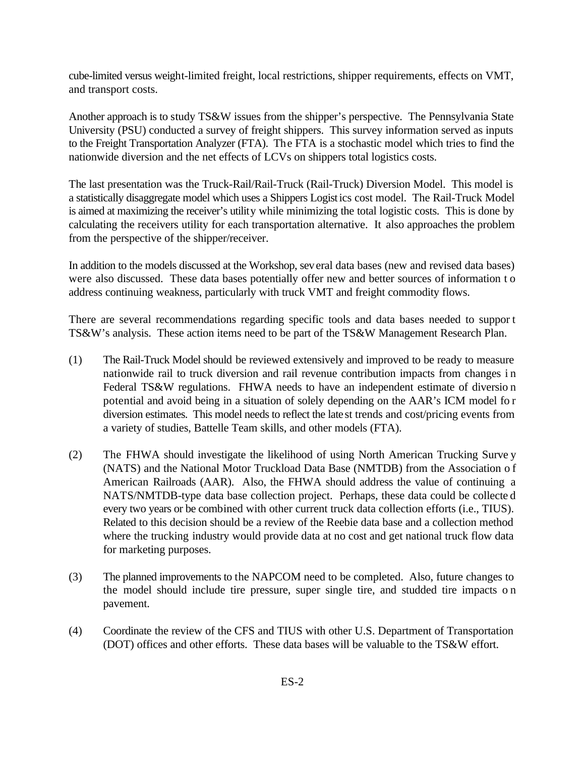cube-limited versus weight-limited freight, local restrictions, shipper requirements, effects on VMT, and transport costs.

Another approach is to study TS&W issues from the shipper's perspective. The Pennsylvania State University (PSU) conducted a survey of freight shippers. This survey information served as inputs to the Freight Transportation Analyzer (FTA). The FTA is a stochastic model which tries to find the nationwide diversion and the net effects of LCVs on shippers total logistics costs.

The last presentation was the Truck-Rail/Rail-Truck (Rail-Truck) Diversion Model. This model is a statistically disaggregate model which uses a Shippers Logistics cost model. The Rail-Truck Model is aimed at maximizing the receiver's utility while minimizing the total logistic costs. This is done by calculating the receivers utility for each transportation alternative. It also approaches the problem from the perspective of the shipper/receiver.

In addition to the models discussed at the Workshop, several data bases (new and revised data bases) were also discussed. These data bases potentially offer new and better sources of information to address continuing weakness, particularly with truck VMT and freight commodity flows.

There are several recommendations regarding specific tools and data bases needed to support TS&W's analysis. These action items need to be part of the TS&W Management Research Plan.

(1) The Rail-Truck Model should be reviewed extensively and improved to be ready to measure nationwide rail to truck diversion and rail revenue contribution impacts from changes in Federal TS&W regulations. FHWA needs to have an independent estimate of diversion potential and avoid being in a situation of solely depending on the AAR's ICM model for diversion estimates. This model needs to reflect the latest trends and cost/pricing events from a variety of studies, Battelle Team skills, and other models (FTA).

(2) The FHWA should investigate the likelihood of using North American Trucking Survey (NATS) and the National Motor Truckload Data Base (NMTDB) from the Association of American Railroads (AAR). Also, the FHWA should address the value of continuing a NATS/NMTDB-type data base collection project. Perhaps, these data could be collected every two years or be combined with other current truck data collection efforts (i.e., TIUS). Related to this decision should be a review of the Reebie data base and a collection method where the trucking industry would provide data at no cost and get national truck flow data for marketing purposes.

(3) The planned improvements to the NAPCOM need to be completed. Also, future changes to the model should include tire pressure, super single tire, and studded tire impacts on pavement.

(4) Coordinate the review of the CFS and TIUS with other U.S. Department of Transportation (DOT) offices and other efforts. These data bases will be valuable to the TS&W effort.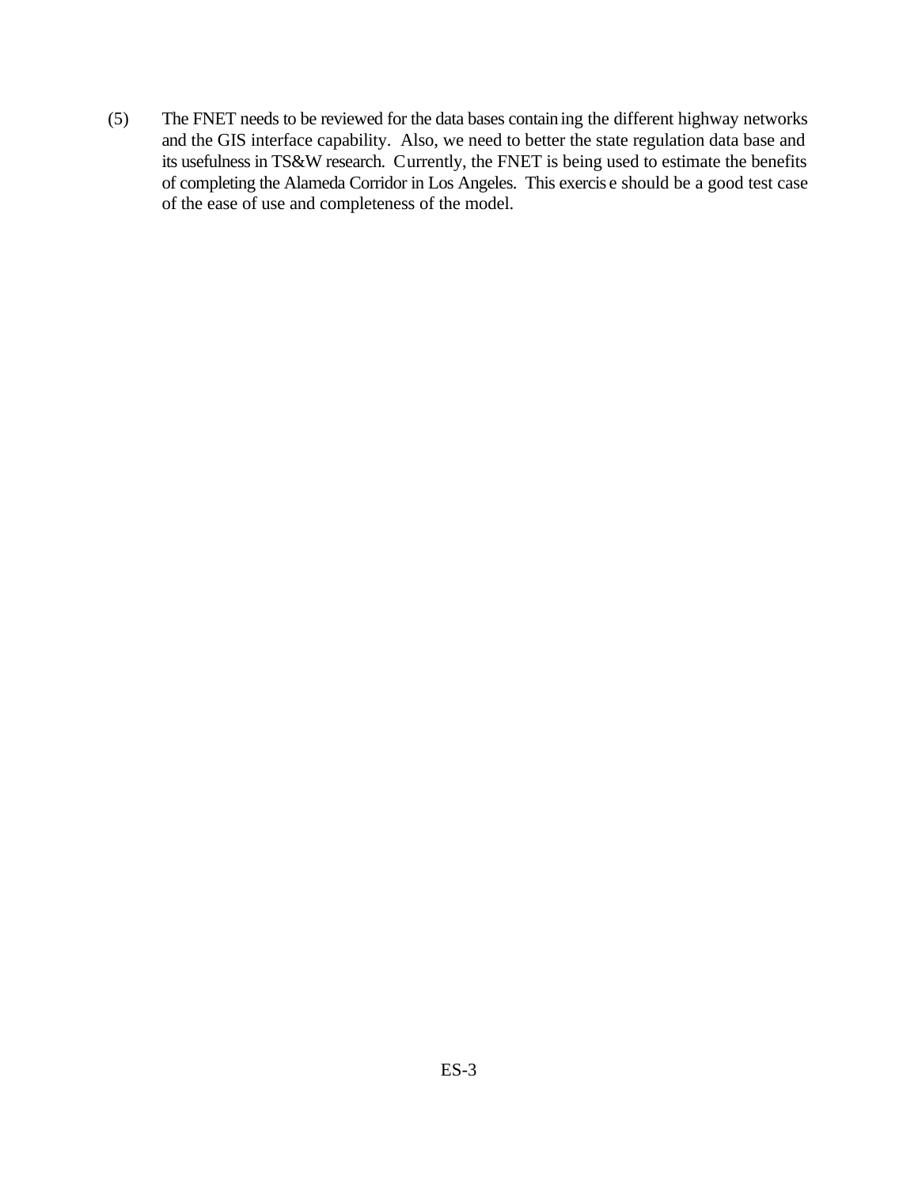(5) The FNET needs to be reviewed for the data bases containing the different highway networks and the GIS interface capability. Also, we need to better the state regulation data base and its usefulness in TS&W research. Currently, the FNET is being used to estimate the benefits of completing the Alameda Corridor in Los Angeles. This exercise should be a good test case of the ease of use and completeness of the model.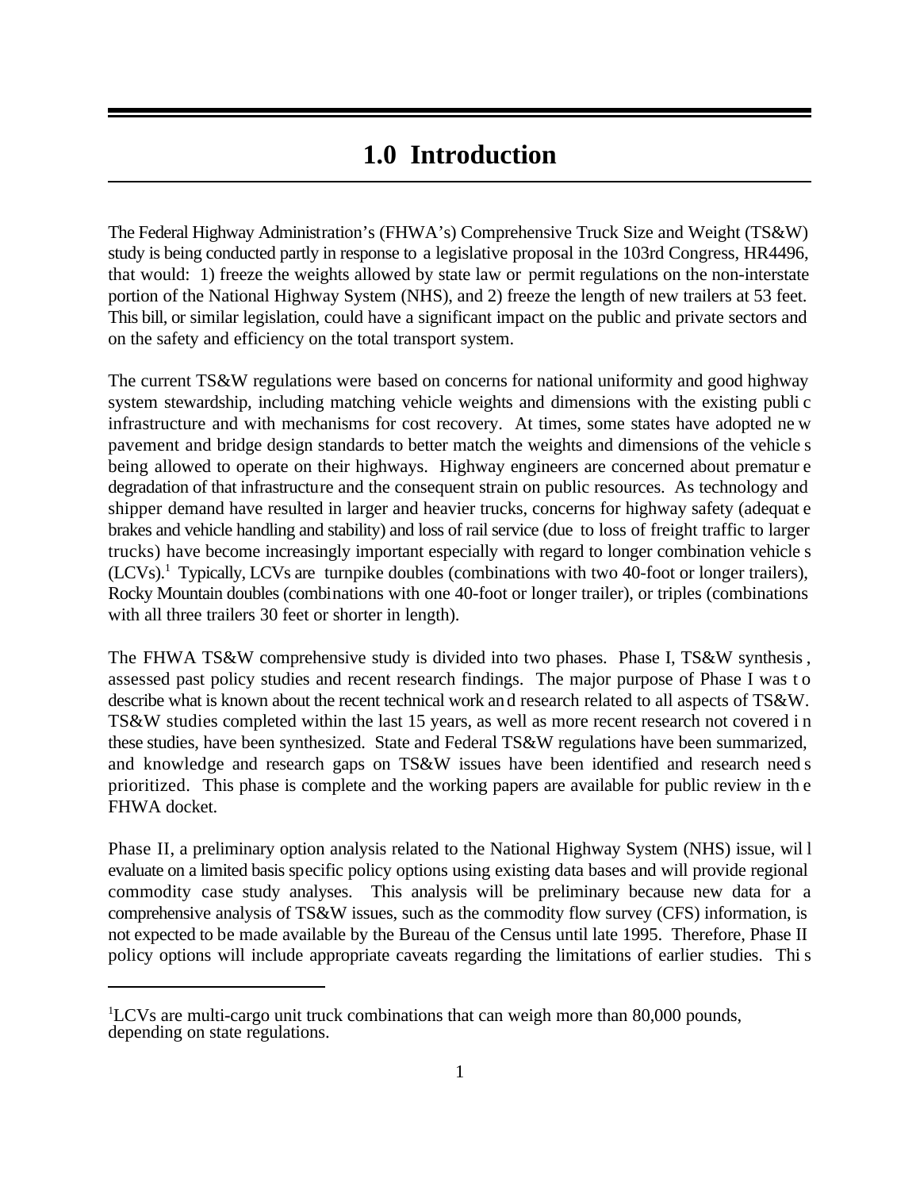# 1.0 Introduction

The Federal Highway Administration's (FHWA's) Comprehensive Truck Size and Weight (TS&W) study is being conducted partly in response to a legislative proposal in the 103rd Congress, HR4496, that would: 1) freeze the weights allowed by state law or permit regulations on the non-interstate portion of the National Highway System (NHS), and 2) freeze the length of new trailers at 53 feet. This bill, or similar legislation, could have a significant impact on the public and private sectors and on the safety and efficiency on the total transport system.

The current TS&W regulations were based on concerns for national uniformity and good highway system stewardship, including matching vehicle weights and dimensions with the existing public infrastructure and with mechanisms for cost recovery. At times, some states have adopted new pavement and bridge design standards to better match the weights and dimensions of the vehicles being allowed to operate on their highways. Highway engineers are concerned about premature degradation of that infrastructure and the consequent strain on public resources. As technology and shipper demand have resulted in larger and heavier trucks, concerns for highway safety (adequate brakes and vehicle handling and stability) and loss of rail service (due to loss of freight traffic to larger trucks) have become increasingly important especially with regard to longer combination vehicles (LCVs).[1] Typically, LCVs are turnpike doubles (combinations with two 40-foot or longer trailers), Rocky Mountain doubles (combinations with one 40-foot or longer trailer), or triples (combinations with all three trailers 30 feet or shorter in length).

The FHWA TS&W comprehensive study is divided into two phases. Phase I, TS&W synthesis, assessed past policy studies and recent research findings. The major purpose of Phase I was to describe what is known about the recent technical work and research related to all aspects of TS&W. TS&W studies completed within the last 15 years, as well as more recent research not covered in these studies, have been synthesized. State and Federal TS&W regulations have been summarized, and knowledge and research gaps on TS&W issues have been identified and research needs prioritized. This phase is complete and the working papers are available for public review in the FHWA docket.

Phase II, a preliminary option analysis related to the National Highway System (NHS) issue, will evaluate on a limited basis specific policy options using existing data bases and will provide regional commodity case study analyses. This analysis will be preliminary because new data for a comprehensive analysis of TS&W issues, such as the commodity flow survey (CFS) information, is not expected to be made available by the Bureau of the Census until late 1995. Therefore, Phase II policy options will include appropriate caveats regarding the limitations of earlier studies. This

[1] LCVs are multi-cargo unit truck combinations that can weigh more than 80,000 pounds, depending on state regulations.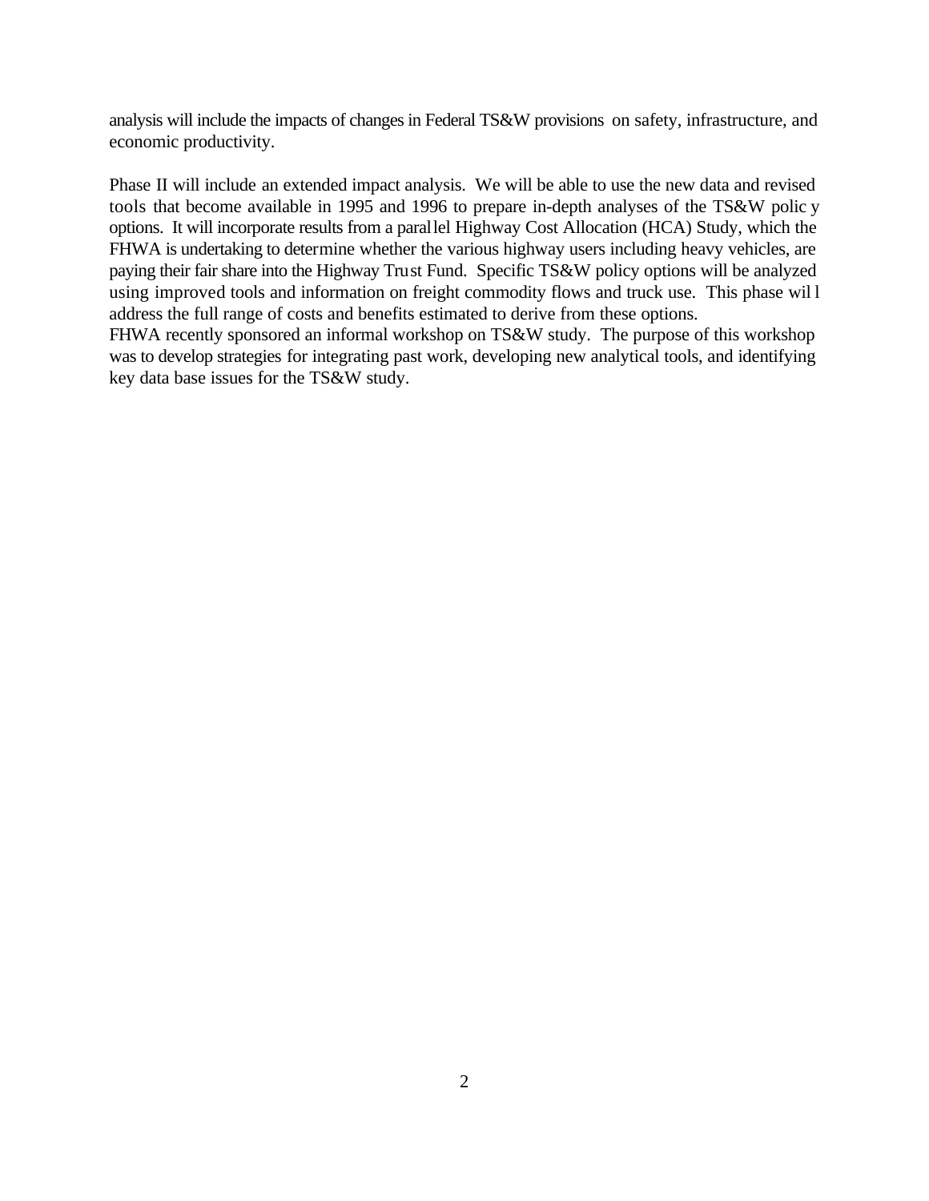analysis will include the impacts of changes in Federal TS&W provisions on safety, infrastructure, and economic productivity.

Phase II will include an extended impact analysis. We will be able to use the new data and revised tools that become available in 1995 and 1996 to prepare in-depth analyses of the TS&W policy options. It will incorporate results from a parallel Highway Cost Allocation (HCA) Study, which the FHWA is undertaking to determine whether the various highway users including heavy vehicles, are paying their fair share into the Highway Trust Fund. Specific TS&W policy options will be analyzed using improved tools and information on freight commodity flows and truck use. This phase will address the full range of costs and benefits estimated to derive from these options.

FHWA recently sponsored an informal workshop on TS&W study. The purpose of this workshop was to develop strategies for integrating past work, developing new analytical tools, and identifying key data base issues for the TS&W study.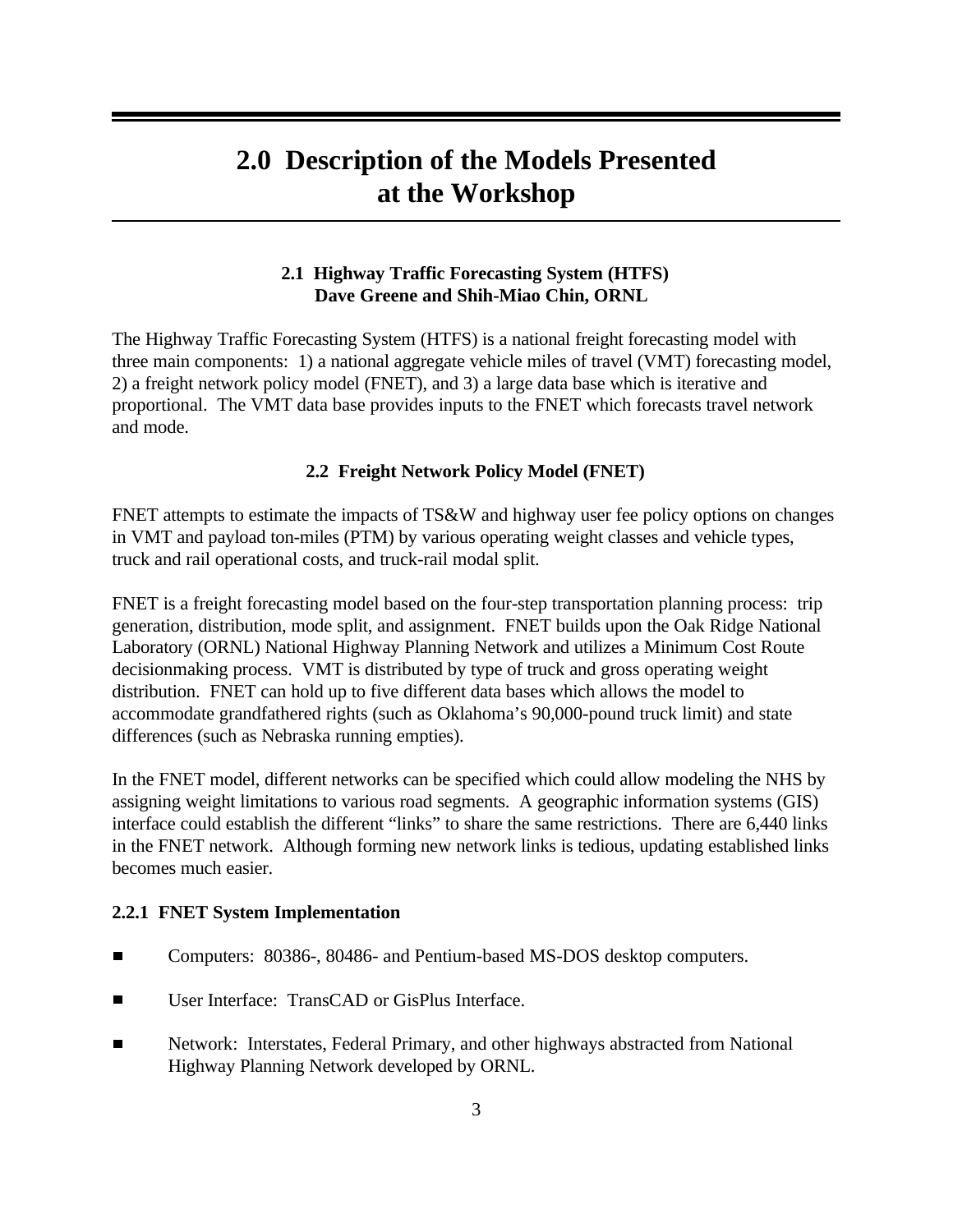# 2.0 Description of the Models Presented at the Workshop

## 2.1 Highway Traffic Forecasting System (HTFS)
**Dave Greene and Shih-Miao Chin, ORNL**

The Highway Traffic Forecasting System (HTFS) is a national freight forecasting model with three main components: 1) a national aggregate vehicle miles of travel (VMT) forecasting model, 2) a freight network policy model (FNET), and 3) a large data base which is iterative and proportional. The VMT data base provides inputs to the FNET which forecasts travel network and mode.

## 2.2 Freight Network Policy Model (FNET)

FNET attempts to estimate the impacts of TS&W and highway user fee policy options on changes in VMT and payload ton-miles (PTM) by various operating weight classes and vehicle types, truck and rail operational costs, and truck-rail modal split.

FNET is a freight forecasting model based on the four-step transportation planning process: trip generation, distribution, mode split, and assignment. FNET builds upon the Oak Ridge National Laboratory (ORNL) National Highway Planning Network and utilizes a Minimum Cost Route decisionmaking process. VMT is distributed by type of truck and gross operating weight distribution. FNET can hold up to five different data bases which allows the model to accommodate grandfathered rights (such as Oklahoma's 90,000-pound truck limit) and state differences (such as Nebraska running empties).

In the FNET model, different networks can be specified which could allow modeling the NHS by assigning weight limitations to various road segments. A geographic information systems (GIS) interface could establish the different "links" to share the same restrictions. There are 6,440 links in the FNET network. Although forming new network links is tedious, updating established links becomes much easier.

### 2.2.1 FNET System Implementation

- Computers: 80386-, 80486- and Pentium-based MS-DOS desktop computers.
- User Interface: TransCAD or GisPlus Interface.
- Network: Interstates, Federal Primary, and other highways abstracted from National Highway Planning Network developed by ORNL.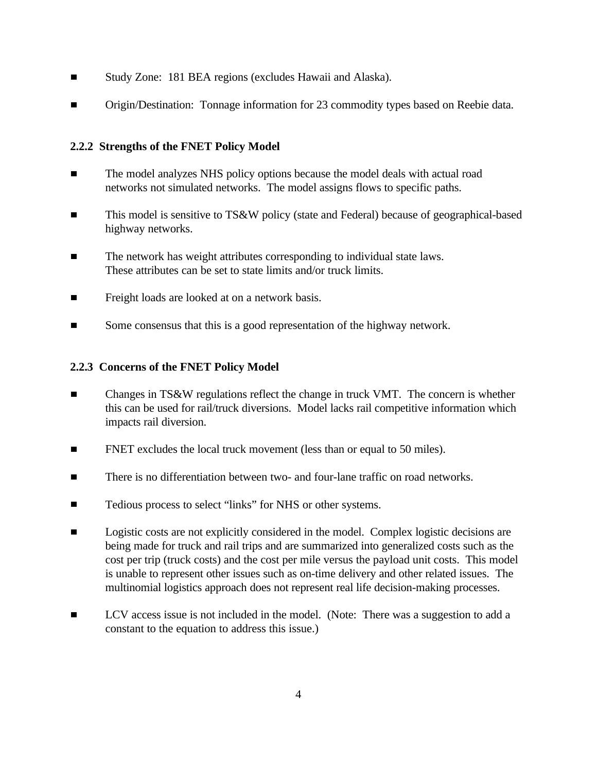- Study Zone: 181 BEA regions (excludes Hawaii and Alaska).
- Origin/Destination: Tonnage information for 23 commodity types based on Reebie data.

### 2.2.2 Strengths of the FNET Policy Model

- The model analyzes NHS policy options because the model deals with actual road networks not simulated networks. The model assigns flows to specific paths.
- This model is sensitive to TS&W policy (state and Federal) because of geographical-based highway networks.
- The network has weight attributes corresponding to individual state laws. These attributes can be set to state limits and/or truck limits.
- Freight loads are looked at on a network basis.
- Some consensus that this is a good representation of the highway network.

### 2.2.3 Concerns of the FNET Policy Model

- Changes in TS&W regulations reflect the change in truck VMT. The concern is whether this can be used for rail/truck diversions. Model lacks rail competitive information which impacts rail diversion.
- FNET excludes the local truck movement (less than or equal to 50 miles).
- There is no differentiation between two- and four-lane traffic on road networks.
- Tedious process to select "links" for NHS or other systems.
- Logistic costs are not explicitly considered in the model. Complex logistic decisions are being made for truck and rail trips and are summarized into generalized costs such as the cost per trip (truck costs) and the cost per mile versus the payload unit costs. This model is unable to represent other issues such as on-time delivery and other related issues. The multinomial logistics approach does not represent real life decision-making processes.
- LCV access issue is not included in the model. (Note: There was a suggestion to add a constant to the equation to address this issue.)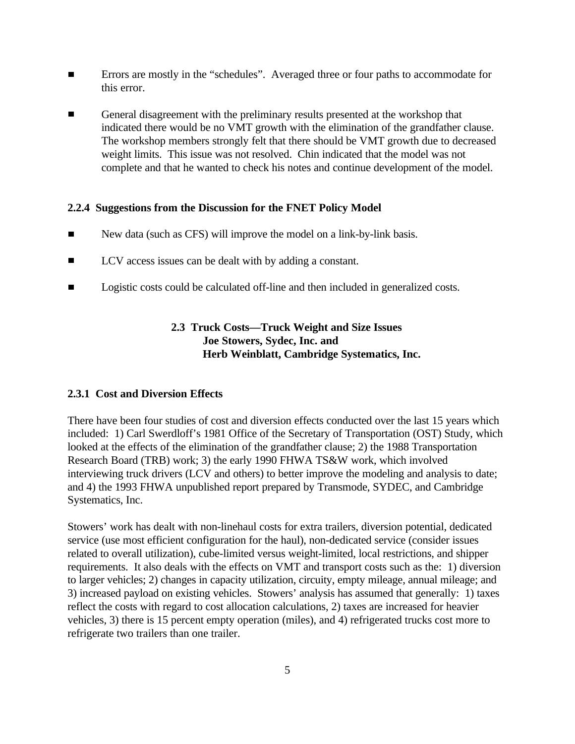- Errors are mostly in the "schedules". Averaged three or four paths to accommodate for this error.

- General disagreement with the preliminary results presented at the workshop that indicated there would be no VMT growth with the elimination of the grandfather clause. The workshop members strongly felt that there should be VMT growth due to decreased weight limits. This issue was not resolved. Chin indicated that the model was not complete and that he wanted to check his notes and continue development of the model.

### 2.2.4 Suggestions from the Discussion for the FNET Policy Model

- New data (such as CFS) will improve the model on a link-by-link basis.

- LCV access issues can be dealt with by adding a constant.

- Logistic costs could be calculated off-line and then included in generalized costs.

## 2.3 Truck Costs—Truck Weight and Size Issues

**Joe Stowers, Sydec, Inc. and**
**Herb Weinblatt, Cambridge Systematics, Inc.**

### 2.3.1 Cost and Diversion Effects

There have been four studies of cost and diversion effects conducted over the last 15 years which included: 1) Carl Swerdloff's 1981 Office of the Secretary of Transportation (OST) Study, which looked at the effects of the elimination of the grandfather clause; 2) the 1988 Transportation Research Board (TRB) work; 3) the early 1990 FHWA TS&W work, which involved interviewing truck drivers (LCV and others) to better improve the modeling and analysis to date; and 4) the 1993 FHWA unpublished report prepared by Transmode, SYDEC, and Cambridge Systematics, Inc.

Stowers' work has dealt with non-linehaul costs for extra trailers, diversion potential, dedicated service (use most efficient configuration for the haul), non-dedicated service (consider issues related to overall utilization), cube-limited versus weight-limited, local restrictions, and shipper requirements. It also deals with the effects on VMT and transport costs such as the: 1) diversion to larger vehicles; 2) changes in capacity utilization, circuity, empty mileage, annual mileage; and 3) increased payload on existing vehicles. Stowers' analysis has assumed that generally: 1) taxes reflect the costs with regard to cost allocation calculations, 2) taxes are increased for heavier vehicles, 3) there is 15 percent empty operation (miles), and 4) refrigerated trucks cost more to refrigerate two trailers than one trailer.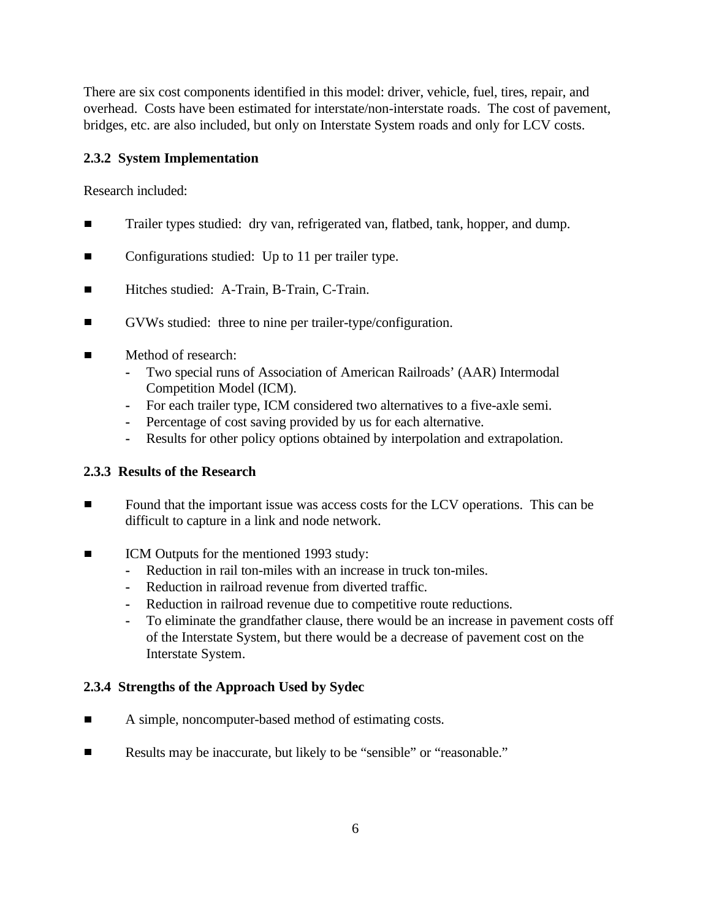There are six cost components identified in this model: driver, vehicle, fuel, tires, repair, and overhead. Costs have been estimated for interstate/non-interstate roads. The cost of pavement, bridges, etc. are also included, but only on Interstate System roads and only for LCV costs.

### 2.3.2 System Implementation

Research included:

- Trailer types studied: dry van, refrigerated van, flatbed, tank, hopper, and dump.
- Configurations studied: Up to 11 per trailer type.
- Hitches studied: A-Train, B-Train, C-Train.
- GVWs studied: three to nine per trailer-type/configuration.
- Method of research:
  - Two special runs of Association of American Railroads' (AAR) Intermodal Competition Model (ICM).
  - For each trailer type, ICM considered two alternatives to a five-axle semi.
  - Percentage of cost saving provided by us for each alternative.
  - Results for other policy options obtained by interpolation and extrapolation.

### 2.3.3 Results of the Research

- Found that the important issue was access costs for the LCV operations. This can be difficult to capture in a link and node network.
- ICM Outputs for the mentioned 1993 study:
  - Reduction in rail ton-miles with an increase in truck ton-miles.
  - Reduction in railroad revenue from diverted traffic.
  - Reduction in railroad revenue due to competitive route reductions.
  - To eliminate the grandfather clause, there would be an increase in pavement costs off of the Interstate System, but there would be a decrease of pavement cost on the Interstate System.

### 2.3.4 Strengths of the Approach Used by Sydec

- A simple, noncomputer-based method of estimating costs.
- Results may be inaccurate, but likely to be "sensible" or "reasonable."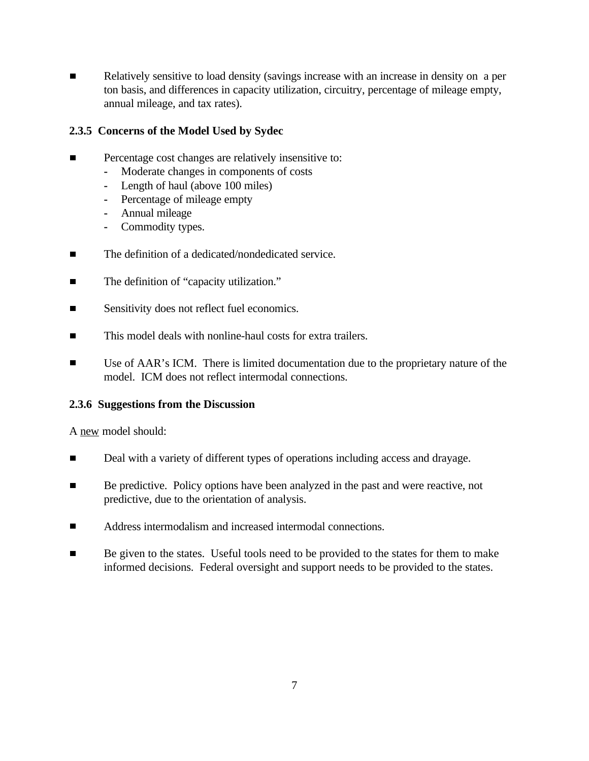- Relatively sensitive to load density (savings increase with an increase in density on a per ton basis, and differences in capacity utilization, circuitry, percentage of mileage empty, annual mileage, and tax rates).

### 2.3.5 Concerns of the Model Used by Sydec

- Percentage cost changes are relatively insensitive to:
  - Moderate changes in components of costs
  - Length of haul (above 100 miles)
  - Percentage of mileage empty
  - Annual mileage
  - Commodity types.
- The definition of a dedicated/nondedicated service.
- The definition of "capacity utilization."
- Sensitivity does not reflect fuel economics.
- This model deals with nonline-haul costs for extra trailers.
- Use of AAR's ICM. There is limited documentation due to the proprietary nature of the model. ICM does not reflect intermodal connections.

### 2.3.6 Suggestions from the Discussion

A new model should:

- Deal with a variety of different types of operations including access and drayage.
- Be predictive. Policy options have been analyzed in the past and were reactive, not predictive, due to the orientation of analysis.
- Address intermodalism and increased intermodal connections.
- Be given to the states. Useful tools need to be provided to the states for them to make informed decisions. Federal oversight and support needs to be provided to the states.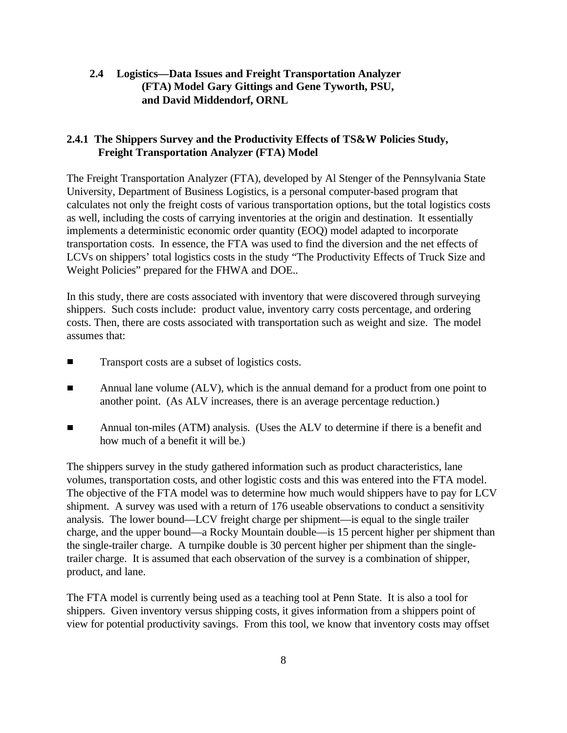## 2.4 Logistics—Data Issues and Freight Transportation Analyzer (FTA) Model Gary Gittings and Gene Tyworth, PSU, and David Middendorf, ORNL

### 2.4.1 The Shippers Survey and the Productivity Effects of TS&W Policies Study, Freight Transportation Analyzer (FTA) Model

The Freight Transportation Analyzer (FTA), developed by Al Stenger of the Pennsylvania State University, Department of Business Logistics, is a personal computer-based program that calculates not only the freight costs of various transportation options, but the total logistics costs as well, including the costs of carrying inventories at the origin and destination. It essentially implements a deterministic economic order quantity (EOQ) model adapted to incorporate transportation costs. In essence, the FTA was used to find the diversion and the net effects of LCVs on shippers' total logistics costs in the study "The Productivity Effects of Truck Size and Weight Policies" prepared for the FHWA and DOE..

In this study, there are costs associated with inventory that were discovered through surveying shippers. Such costs include: product value, inventory carry costs percentage, and ordering costs. Then, there are costs associated with transportation such as weight and size. The model assumes that:

- Transport costs are a subset of logistics costs.
- Annual lane volume (ALV), which is the annual demand for a product from one point to another point. (As ALV increases, there is an average percentage reduction.)
- Annual ton-miles (ATM) analysis. (Uses the ALV to determine if there is a benefit and how much of a benefit it will be.)

The shippers survey in the study gathered information such as product characteristics, lane volumes, transportation costs, and other logistic costs and this was entered into the FTA model. The objective of the FTA model was to determine how much would shippers have to pay for LCV shipment. A survey was used with a return of 176 useable observations to conduct a sensitivity analysis. The lower bound—LCV freight charge per shipment—is equal to the single trailer charge, and the upper bound—a Rocky Mountain double—is 15 percent higher per shipment than the single-trailer charge. A turnpike double is 30 percent higher per shipment than the single-trailer charge. It is assumed that each observation of the survey is a combination of shipper, product, and lane.

The FTA model is currently being used as a teaching tool at Penn State. It is also a tool for shippers. Given inventory versus shipping costs, it gives information from a shippers point of view for potential productivity savings. From this tool, we know that inventory costs may offset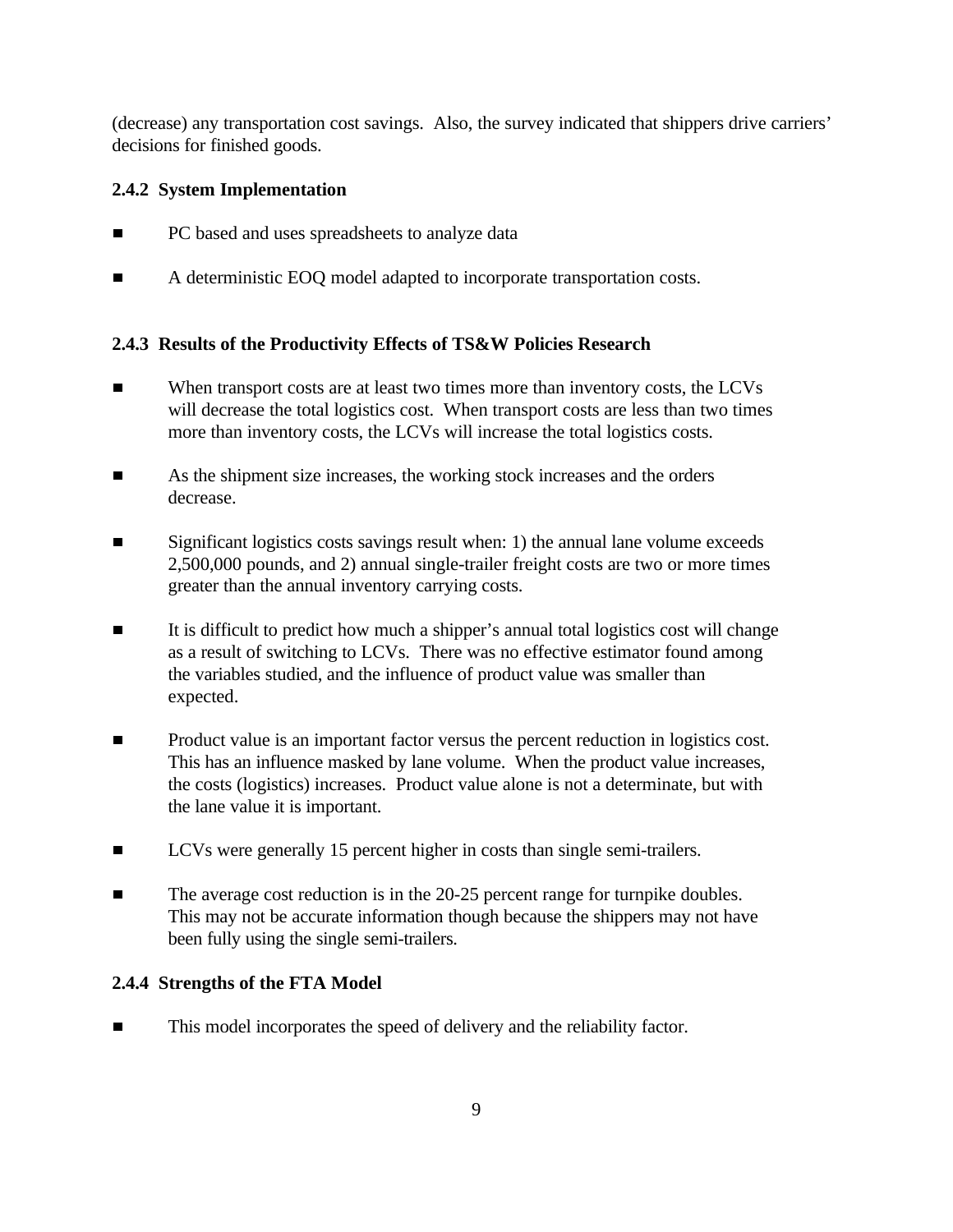(decrease) any transportation cost savings. Also, the survey indicated that shippers drive carriers' decisions for finished goods.

### 2.4.2 System Implementation

- PC based and uses spreadsheets to analyze data
- A deterministic EOQ model adapted to incorporate transportation costs.

### 2.4.3 Results of the Productivity Effects of TS&W Policies Research

- When transport costs are at least two times more than inventory costs, the LCVs will decrease the total logistics cost. When transport costs are less than two times more than inventory costs, the LCVs will increase the total logistics costs.
- As the shipment size increases, the working stock increases and the orders decrease.
- Significant logistics costs savings result when: 1) the annual lane volume exceeds 2,500,000 pounds, and 2) annual single-trailer freight costs are two or more times greater than the annual inventory carrying costs.
- It is difficult to predict how much a shipper's annual total logistics cost will change as a result of switching to LCVs. There was no effective estimator found among the variables studied, and the influence of product value was smaller than expected.
- Product value is an important factor versus the percent reduction in logistics cost. This has an influence masked by lane volume. When the product value increases, the costs (logistics) increases. Product value alone is not a determinate, but with the lane value it is important.
- LCVs were generally 15 percent higher in costs than single semi-trailers.
- The average cost reduction is in the 20-25 percent range for turnpike doubles. This may not be accurate information though because the shippers may not have been fully using the single semi-trailers.

### 2.4.4 Strengths of the FTA Model

- This model incorporates the speed of delivery and the reliability factor.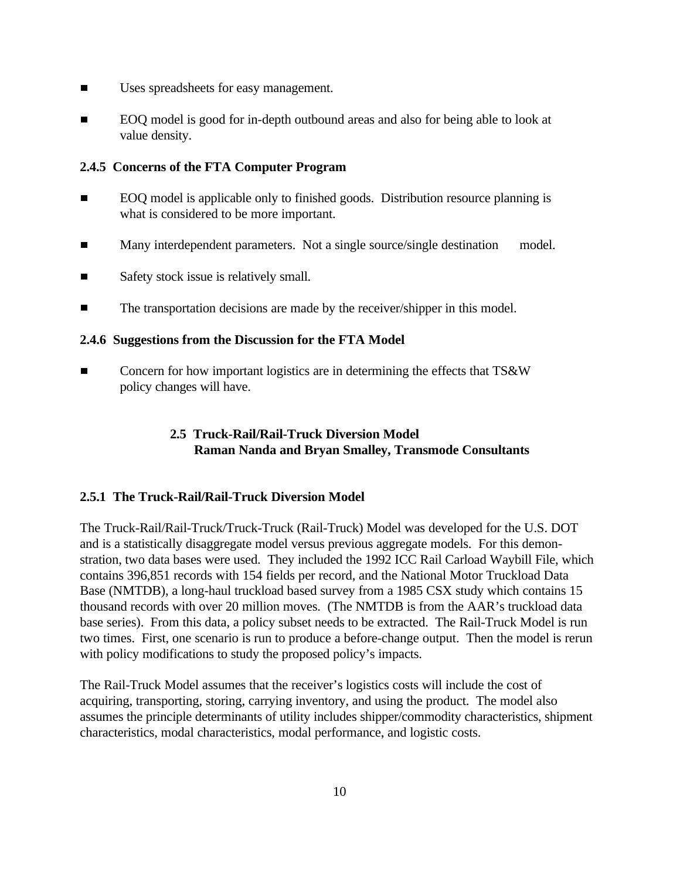- Uses spreadsheets for easy management.
- EOQ model is good for in-depth outbound areas and also for being able to look at value density.

### 2.4.5 Concerns of the FTA Computer Program

- EOQ model is applicable only to finished goods. Distribution resource planning is what is considered to be more important.
- Many interdependent parameters. Not a single source/single destination model.
- Safety stock issue is relatively small.
- The transportation decisions are made by the receiver/shipper in this model.

### 2.4.6 Suggestions from the Discussion for the FTA Model

- Concern for how important logistics are in determining the effects that TS&W policy changes will have.

## 2.5 Truck-Rail/Rail-Truck Diversion Model
**Raman Nanda and Bryan Smalley, Transmode Consultants**

### 2.5.1 The Truck-Rail/Rail-Truck Diversion Model

The Truck-Rail/Rail-Truck/Truck-Truck (Rail-Truck) Model was developed for the U.S. DOT and is a statistically disaggregate model versus previous aggregate models. For this demonstration, two data bases were used. They included the 1992 ICC Rail Carload Waybill File, which contains 396,851 records with 154 fields per record, and the National Motor Truckload Data Base (NMTDB), a long-haul truckload based survey from a 1985 CSX study which contains 15 thousand records with over 20 million moves. (The NMTDB is from the AAR's truckload data base series). From this data, a policy subset needs to be extracted. The Rail-Truck Model is run two times. First, one scenario is run to produce a before-change output. Then the model is rerun with policy modifications to study the proposed policy's impacts.

The Rail-Truck Model assumes that the receiver's logistics costs will include the cost of acquiring, transporting, storing, carrying inventory, and using the product. The model also assumes the principle determinants of utility includes shipper/commodity characteristics, shipment characteristics, modal characteristics, modal performance, and logistic costs.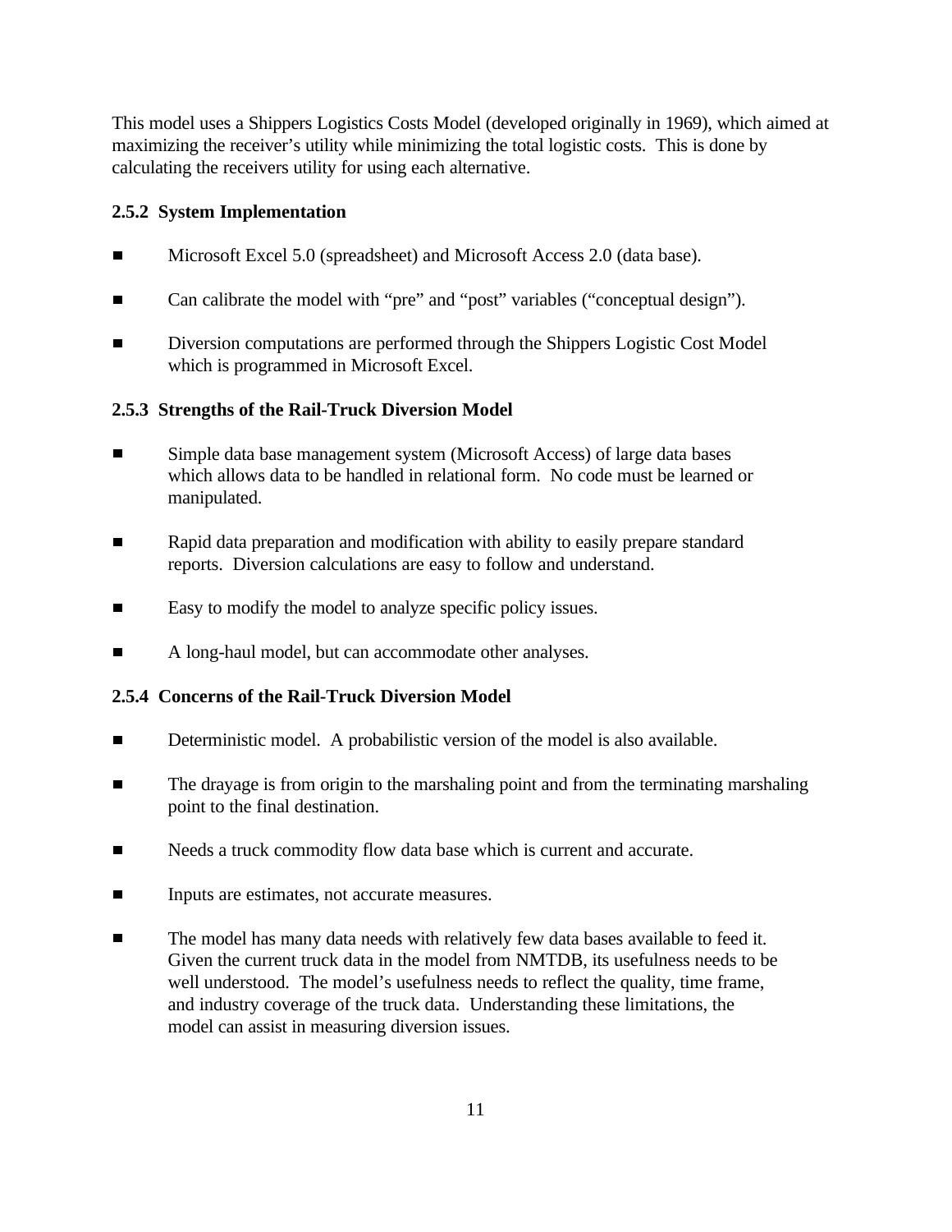This model uses a Shippers Logistics Costs Model (developed originally in 1969), which aimed at maximizing the receiver's utility while minimizing the total logistic costs. This is done by calculating the receivers utility for using each alternative.

### 2.5.2 System Implementation

- Microsoft Excel 5.0 (spreadsheet) and Microsoft Access 2.0 (data base).
- Can calibrate the model with "pre" and "post" variables ("conceptual design").
- Diversion computations are performed through the Shippers Logistic Cost Model which is programmed in Microsoft Excel.

### 2.5.3 Strengths of the Rail-Truck Diversion Model

- Simple data base management system (Microsoft Access) of large data bases which allows data to be handled in relational form. No code must be learned or manipulated.
- Rapid data preparation and modification with ability to easily prepare standard reports. Diversion calculations are easy to follow and understand.
- Easy to modify the model to analyze specific policy issues.
- A long-haul model, but can accommodate other analyses.

### 2.5.4 Concerns of the Rail-Truck Diversion Model

- Deterministic model. A probabilistic version of the model is also available.
- The drayage is from origin to the marshaling point and from the terminating marshaling point to the final destination.
- Needs a truck commodity flow data base which is current and accurate.
- Inputs are estimates, not accurate measures.
- The model has many data needs with relatively few data bases available to feed it. Given the current truck data in the model from NMTDB, its usefulness needs to be well understood. The model's usefulness needs to reflect the quality, time frame, and industry coverage of the truck data. Understanding these limitations, the model can assist in measuring diversion issues.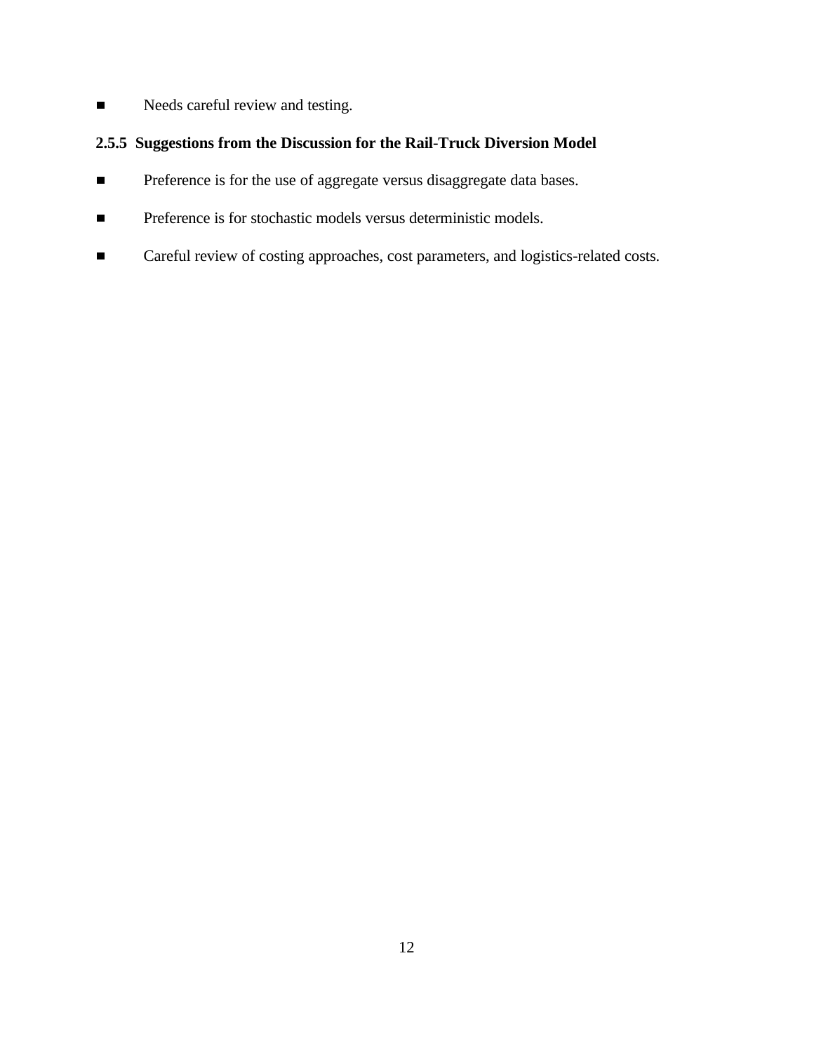- Needs careful review and testing.

### 2.5.5 Suggestions from the Discussion for the Rail-Truck Diversion Model

- Preference is for the use of aggregate versus disaggregate data bases.
- Preference is for stochastic models versus deterministic models.
- Careful review of costing approaches, cost parameters, and logistics-related costs.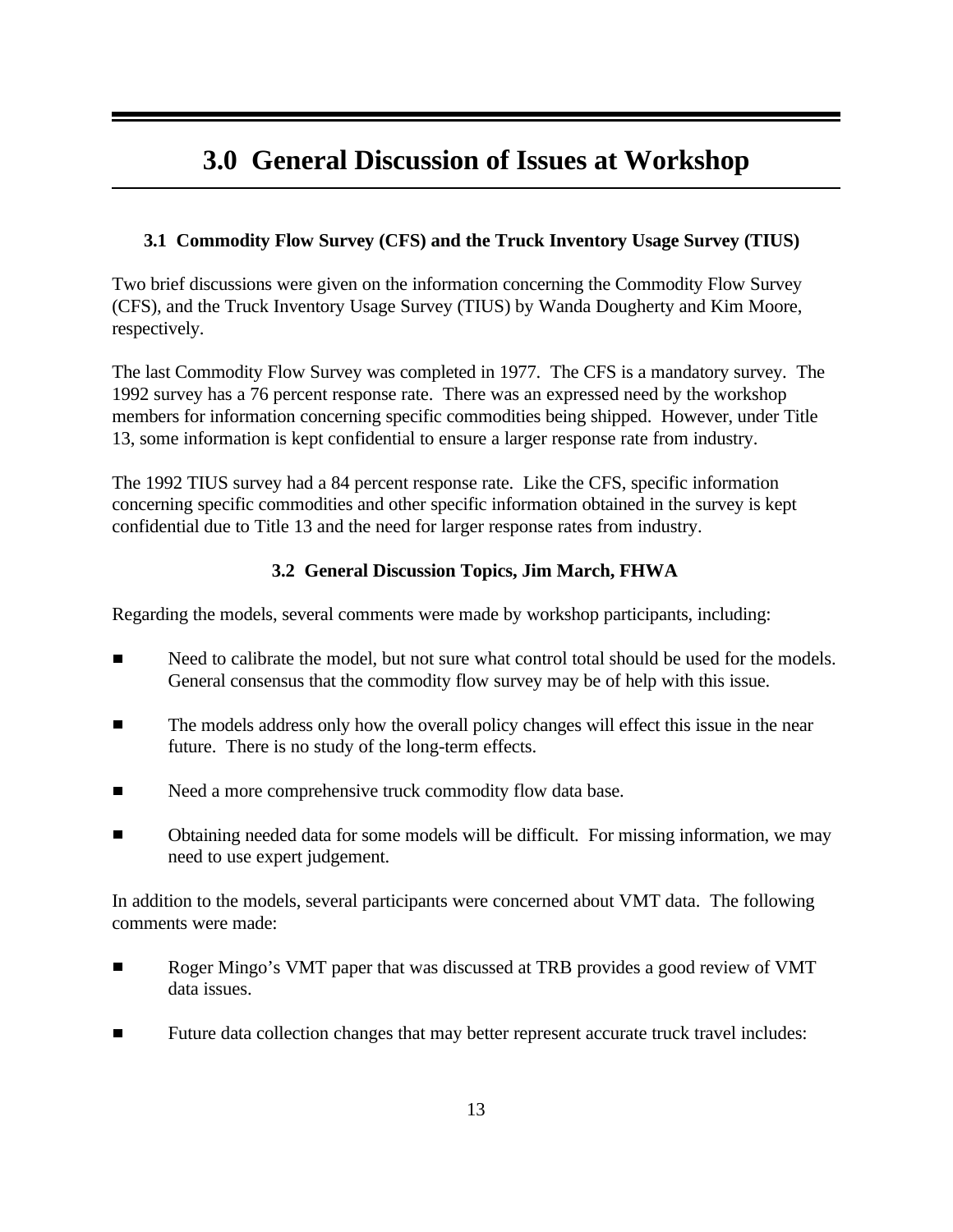# 3.0 General Discussion of Issues at Workshop

### 3.1 Commodity Flow Survey (CFS) and the Truck Inventory Usage Survey (TIUS)

Two brief discussions were given on the information concerning the Commodity Flow Survey (CFS), and the Truck Inventory Usage Survey (TIUS) by Wanda Dougherty and Kim Moore, respectively.

The last Commodity Flow Survey was completed in 1977. The CFS is a mandatory survey. The 1992 survey has a 76 percent response rate. There was an expressed need by the workshop members for information concerning specific commodities being shipped. However, under Title 13, some information is kept confidential to ensure a larger response rate from industry.

The 1992 TIUS survey had a 84 percent response rate. Like the CFS, specific information concerning specific commodities and other specific information obtained in the survey is kept confidential due to Title 13 and the need for larger response rates from industry.

### 3.2 General Discussion Topics, Jim March, FHWA

Regarding the models, several comments were made by workshop participants, including:

- Need to calibrate the model, but not sure what control total should be used for the models. General consensus that the commodity flow survey may be of help with this issue.
- The models address only how the overall policy changes will effect this issue in the near future. There is no study of the long-term effects.
- Need a more comprehensive truck commodity flow data base.
- Obtaining needed data for some models will be difficult. For missing information, we may need to use expert judgement.

In addition to the models, several participants were concerned about VMT data. The following comments were made:

- Roger Mingo's VMT paper that was discussed at TRB provides a good review of VMT data issues.
- Future data collection changes that may better represent accurate truck travel includes: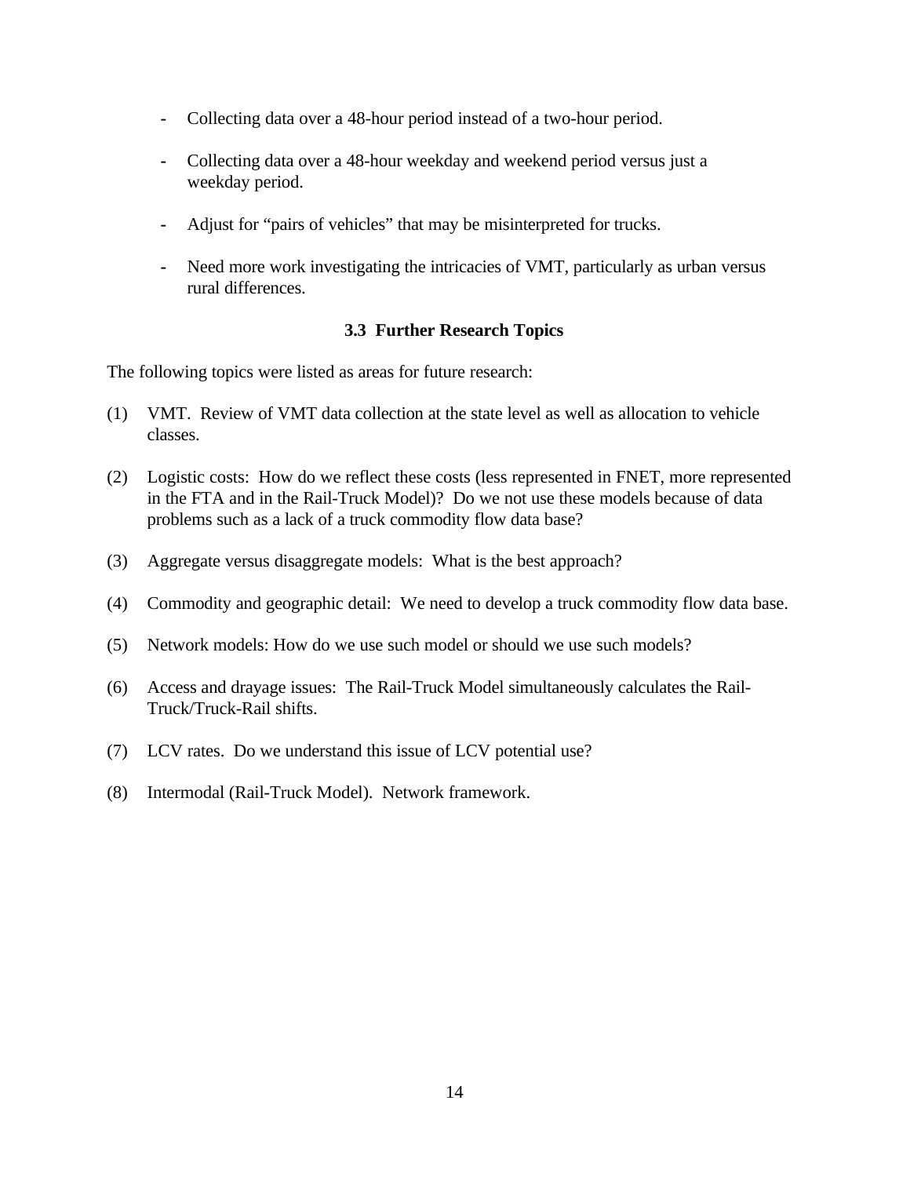- Collecting data over a 48-hour period instead of a two-hour period.

- Collecting data over a 48-hour weekday and weekend period versus just a weekday period.

- Adjust for "pairs of vehicles" that may be misinterpreted for trucks.

- Need more work investigating the intricacies of VMT, particularly as urban versus rural differences.

### 3.3 Further Research Topics

The following topics were listed as areas for future research:

(1) VMT. Review of VMT data collection at the state level as well as allocation to vehicle classes.

(2) Logistic costs: How do we reflect these costs (less represented in FNET, more represented in the FTA and in the Rail-Truck Model)? Do we not use these models because of data problems such as a lack of a truck commodity flow data base?

(3) Aggregate versus disaggregate models: What is the best approach?

(4) Commodity and geographic detail: We need to develop a truck commodity flow data base.

(5) Network models: How do we use such model or should we use such models?

(6) Access and drayage issues: The Rail-Truck Model simultaneously calculates the Rail-Truck/Truck-Rail shifts.

(7) LCV rates. Do we understand this issue of LCV potential use?

(8) Intermodal (Rail-Truck Model). Network framework.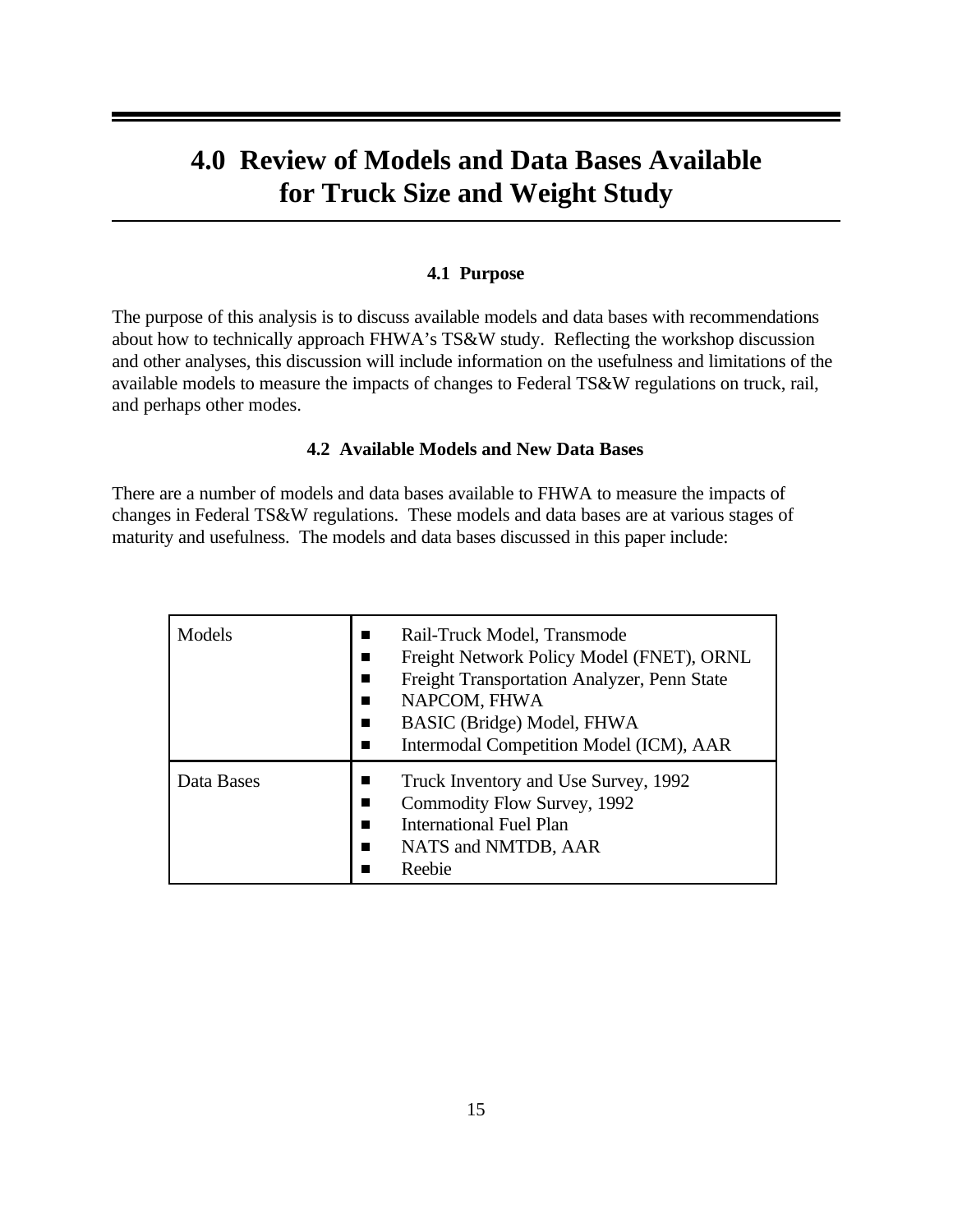# 4.0 Review of Models and Data Bases Available for Truck Size and Weight Study

### 4.1 Purpose

The purpose of this analysis is to discuss available models and data bases with recommendations about how to technically approach FHWA's TS&W study. Reflecting the workshop discussion and other analyses, this discussion will include information on the usefulness and limitations of the available models to measure the impacts of changes to Federal TS&W regulations on truck, rail, and perhaps other modes.

### 4.2 Available Models and New Data Bases

There are a number of models and data bases available to FHWA to measure the impacts of changes in Federal TS&W regulations. These models and data bases are at various stages of maturity and usefulness. The models and data bases discussed in this paper include:

| | |
|---|---|
| Models | ■ Rail-Truck Model, Transmode<br>■ Freight Network Policy Model (FNET), ORNL<br>■ Freight Transportation Analyzer, Penn State<br>■ NAPCOM, FHWA<br>■ BASIC (Bridge) Model, FHWA<br>■ Intermodal Competition Model (ICM), AAR |
| Data Bases | ■ Truck Inventory and Use Survey, 1992<br>■ Commodity Flow Survey, 1992<br>■ International Fuel Plan<br>■ NATS and NMTDB, AAR<br>■ Reebie |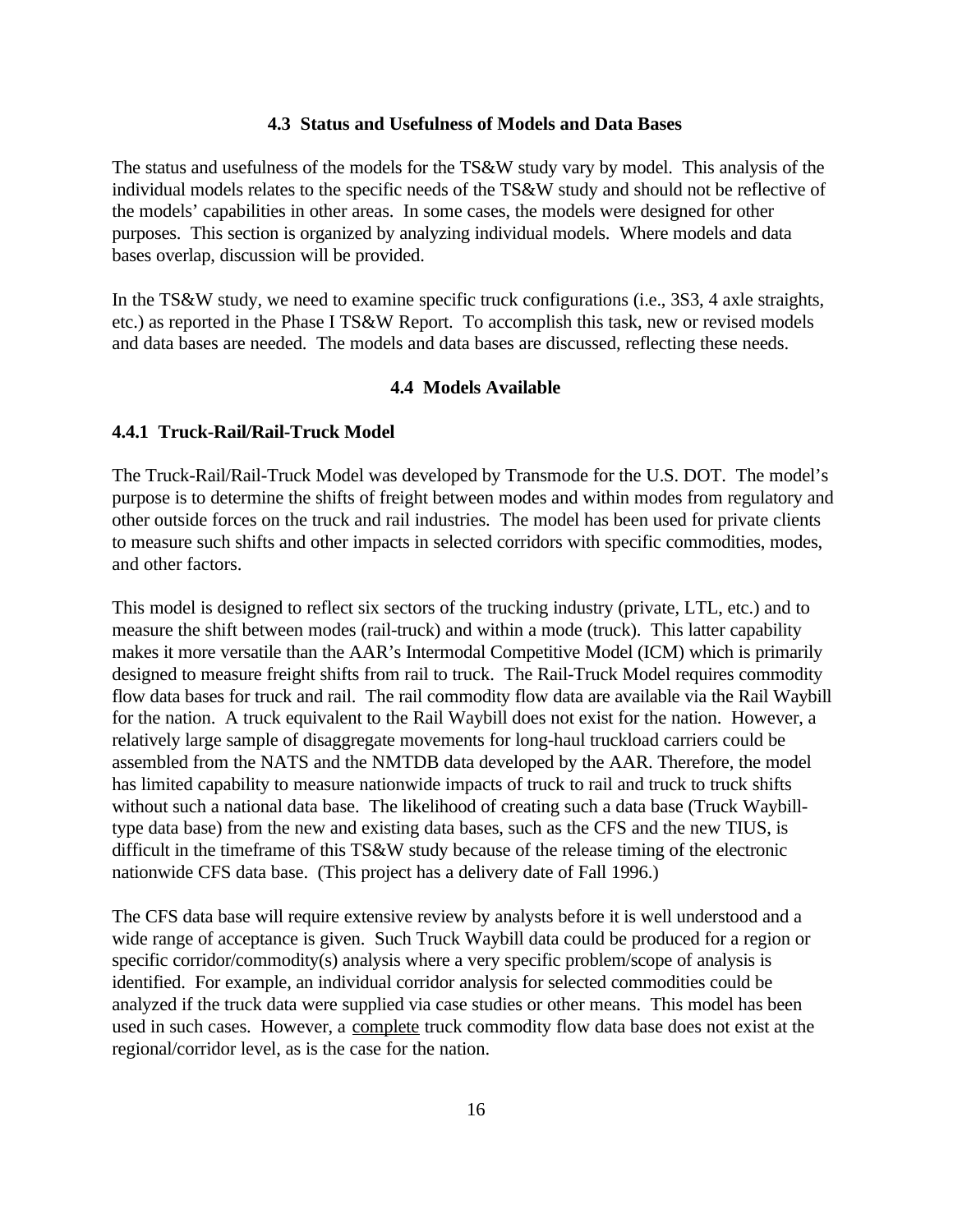## 4.3 Status and Usefulness of Models and Data Bases

The status and usefulness of the models for the TS&W study vary by model. This analysis of the individual models relates to the specific needs of the TS&W study and should not be reflective of the models' capabilities in other areas. In some cases, the models were designed for other purposes. This section is organized by analyzing individual models. Where models and data bases overlap, discussion will be provided.

In the TS&W study, we need to examine specific truck configurations (i.e., 3S3, 4 axle straights, etc.) as reported in the Phase I TS&W Report. To accomplish this task, new or revised models and data bases are needed. The models and data bases are discussed, reflecting these needs.

## 4.4 Models Available

### 4.4.1 Truck-Rail/Rail-Truck Model

The Truck-Rail/Rail-Truck Model was developed by Transmode for the U.S. DOT. The model's purpose is to determine the shifts of freight between modes and within modes from regulatory and other outside forces on the truck and rail industries. The model has been used for private clients to measure such shifts and other impacts in selected corridors with specific commodities, modes, and other factors.

This model is designed to reflect six sectors of the trucking industry (private, LTL, etc.) and to measure the shift between modes (rail-truck) and within a mode (truck). This latter capability makes it more versatile than the AAR's Intermodal Competitive Model (ICM) which is primarily designed to measure freight shifts from rail to truck. The Rail-Truck Model requires commodity flow data bases for truck and rail. The rail commodity flow data are available via the Rail Waybill for the nation. A truck equivalent to the Rail Waybill does not exist for the nation. However, a relatively large sample of disaggregate movements for long-haul truckload carriers could be assembled from the NATS and the NMTDB data developed by the AAR. Therefore, the model has limited capability to measure nationwide impacts of truck to rail and truck to truck shifts without such a national data base. The likelihood of creating such a data base (Truck Waybill-type data base) from the new and existing data bases, such as the CFS and the new TIUS, is difficult in the timeframe of this TS&W study because of the release timing of the electronic nationwide CFS data base. (This project has a delivery date of Fall 1996.)

The CFS data base will require extensive review by analysts before it is well understood and a wide range of acceptance is given. Such Truck Waybill data could be produced for a region or specific corridor/commodity(s) analysis where a very specific problem/scope of analysis is identified. For example, an individual corridor analysis for selected commodities could be analyzed if the truck data were supplied via case studies or other means. This model has been used in such cases. However, a <u>complete</u> truck commodity flow data base does not exist at the regional/corridor level, as is the case for the nation.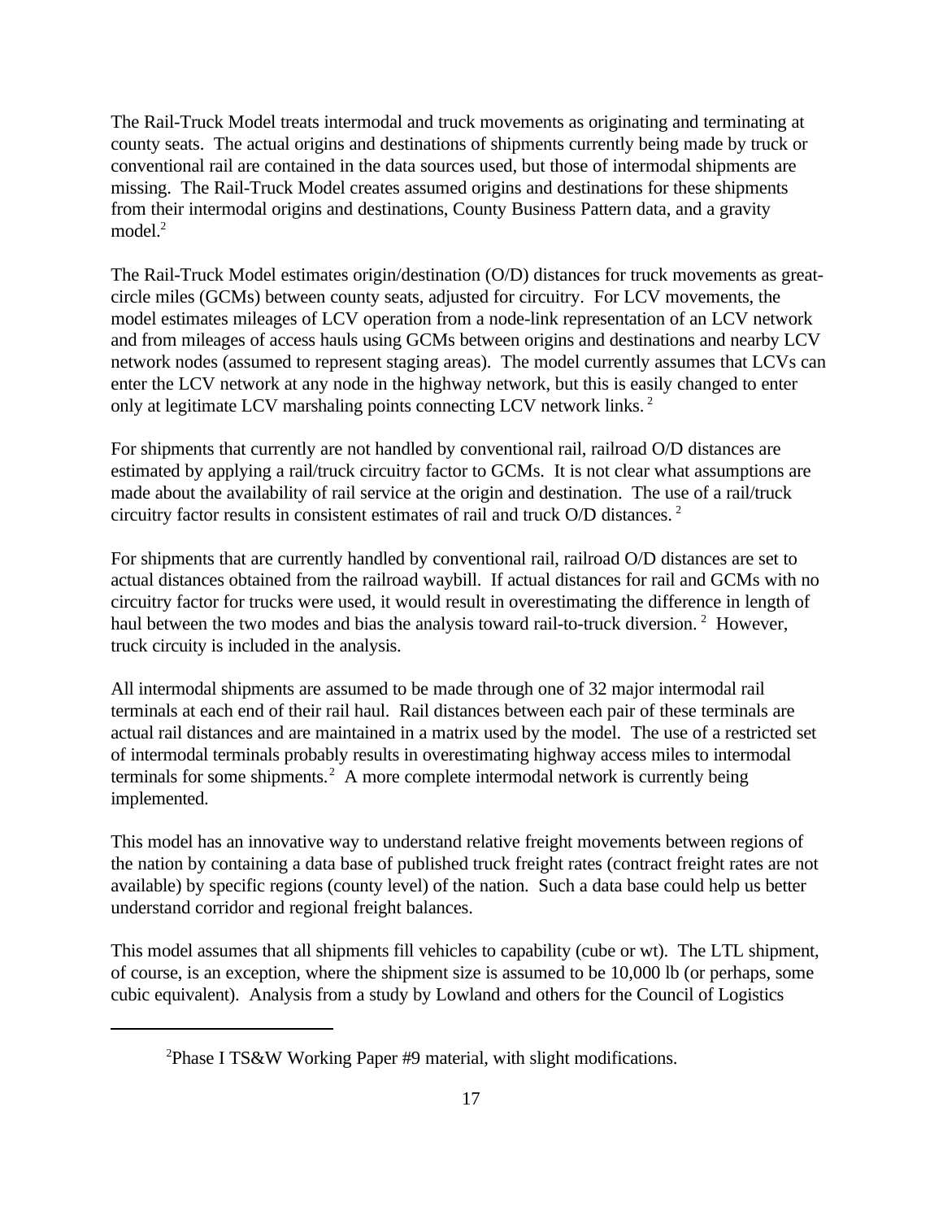The Rail-Truck Model treats intermodal and truck movements as originating and terminating at county seats. The actual origins and destinations of shipments currently being made by truck or conventional rail are contained in the data sources used, but those of intermodal shipments are missing. The Rail-Truck Model creates assumed origins and destinations for these shipments from their intermodal origins and destinations, County Business Pattern data, and a gravity model.[2]

The Rail-Truck Model estimates origin/destination (O/D) distances for truck movements as great-circle miles (GCMs) between county seats, adjusted for circuitry. For LCV movements, the model estimates mileages of LCV operation from a node-link representation of an LCV network and from mileages of access hauls using GCMs between origins and destinations and nearby LCV network nodes (assumed to represent staging areas). The model currently assumes that LCVs can enter the LCV network at any node in the highway network, but this is easily changed to enter only at legitimate LCV marshaling points connecting LCV network links. [2]

For shipments that currently are not handled by conventional rail, railroad O/D distances are estimated by applying a rail/truck circuitry factor to GCMs. It is not clear what assumptions are made about the availability of rail service at the origin and destination. The use of a rail/truck circuitry factor results in consistent estimates of rail and truck O/D distances. [2]

For shipments that are currently handled by conventional rail, railroad O/D distances are set to actual distances obtained from the railroad waybill. If actual distances for rail and GCMs with no circuitry factor for trucks were used, it would result in overestimating the difference in length of haul between the two modes and bias the analysis toward rail-to-truck diversion. [2] However, truck circuity is included in the analysis.

All intermodal shipments are assumed to be made through one of 32 major intermodal rail terminals at each end of their rail haul. Rail distances between each pair of these terminals are actual rail distances and are maintained in a matrix used by the model. The use of a restricted set of intermodal terminals probably results in overestimating highway access miles to intermodal terminals for some shipments.[2] A more complete intermodal network is currently being implemented.

This model has an innovative way to understand relative freight movements between regions of the nation by containing a data base of published truck freight rates (contract freight rates are not available) by specific regions (county level) of the nation. Such a data base could help us better understand corridor and regional freight balances.

This model assumes that all shipments fill vehicles to capability (cube or wt). The LTL shipment, of course, is an exception, where the shipment size is assumed to be 10,000 lb (or perhaps, some cubic equivalent). Analysis from a study by Lowland and others for the Council of Logistics

---

[2] Phase I TS&W Working Paper #9 material, with slight modifications.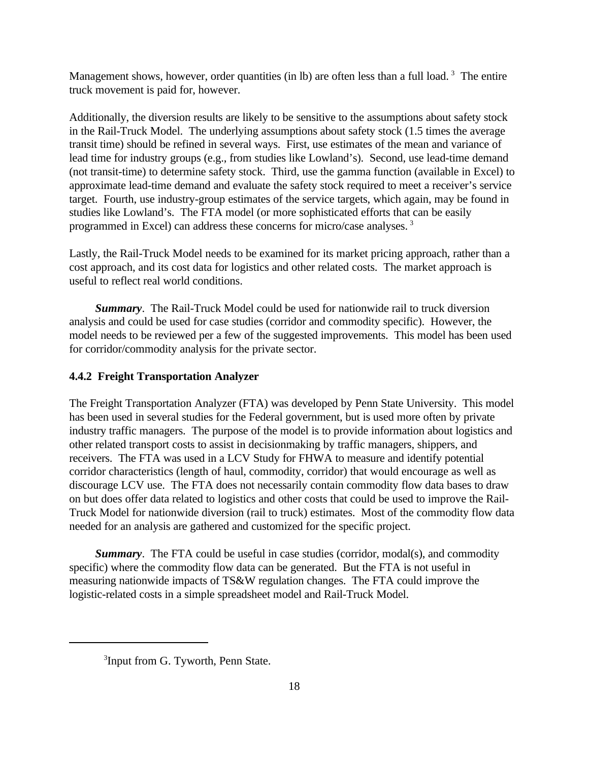Management shows, however, order quantities (in lb) are often less than a full load.[3] The entire truck movement is paid for, however.

Additionally, the diversion results are likely to be sensitive to the assumptions about safety stock in the Rail-Truck Model. The underlying assumptions about safety stock (1.5 times the average transit time) should be refined in several ways. First, use estimates of the mean and variance of lead time for industry groups (e.g., from studies like Lowland's). Second, use lead-time demand (not transit-time) to determine safety stock. Third, use the gamma function (available in Excel) to approximate lead-time demand and evaluate the safety stock required to meet a receiver's service target. Fourth, use industry-group estimates of the service targets, which again, may be found in studies like Lowland's. The FTA model (or more sophisticated efforts that can be easily programmed in Excel) can address these concerns for micro/case analyses.[3]

Lastly, the Rail-Truck Model needs to be examined for its market pricing approach, rather than a cost approach, and its cost data for logistics and other related costs. The market approach is useful to reflect real world conditions.

***Summary***. The Rail-Truck Model could be used for nationwide rail to truck diversion analysis and could be used for case studies (corridor and commodity specific). However, the model needs to be reviewed per a few of the suggested improvements. This model has been used for corridor/commodity analysis for the private sector.

### 4.4.2 Freight Transportation Analyzer

The Freight Transportation Analyzer (FTA) was developed by Penn State University. This model has been used in several studies for the Federal government, but is used more often by private industry traffic managers. The purpose of the model is to provide information about logistics and other related transport costs to assist in decisionmaking by traffic managers, shippers, and receivers. The FTA was used in a LCV Study for FHWA to measure and identify potential corridor characteristics (length of haul, commodity, corridor) that would encourage as well as discourage LCV use. The FTA does not necessarily contain commodity flow data bases to draw on but does offer data related to logistics and other costs that could be used to improve the Rail-Truck Model for nationwide diversion (rail to truck) estimates. Most of the commodity flow data needed for an analysis are gathered and customized for the specific project.

***Summary***. The FTA could be useful in case studies (corridor, modal(s), and commodity specific) where the commodity flow data can be generated. But the FTA is not useful in measuring nationwide impacts of TS&W regulation changes. The FTA could improve the logistic-related costs in a simple spreadsheet model and Rail-Truck Model.

---

[3] Input from G. Tyworth, Penn State.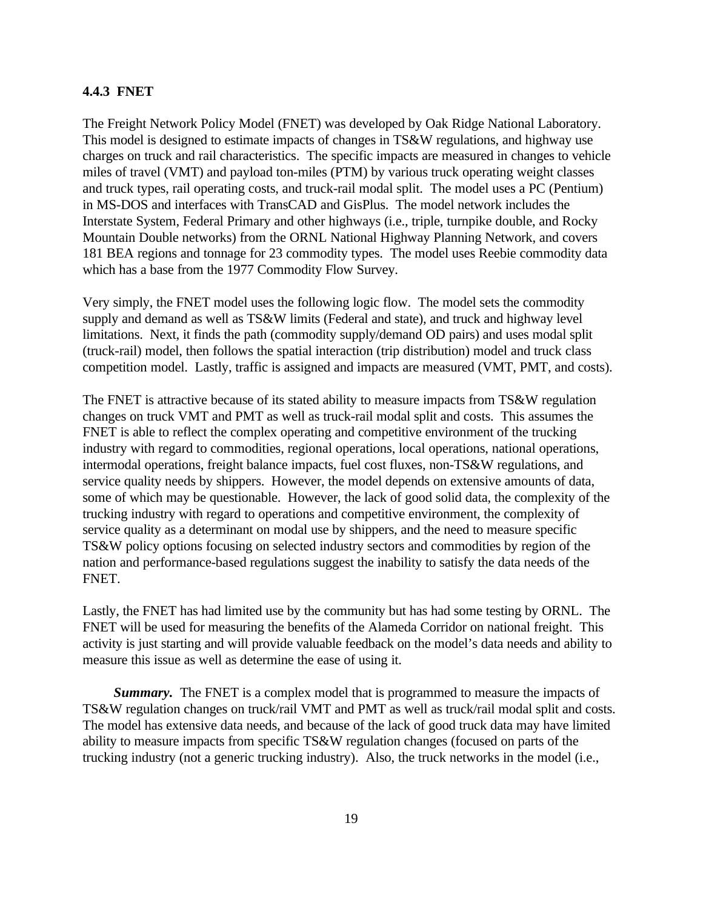### 4.4.3 FNET

The Freight Network Policy Model (FNET) was developed by Oak Ridge National Laboratory. This model is designed to estimate impacts of changes in TS&W regulations, and highway use charges on truck and rail characteristics. The specific impacts are measured in changes to vehicle miles of travel (VMT) and payload ton-miles (PTM) by various truck operating weight classes and truck types, rail operating costs, and truck-rail modal split. The model uses a PC (Pentium) in MS-DOS and interfaces with TransCAD and GisPlus. The model network includes the Interstate System, Federal Primary and other highways (i.e., triple, turnpike double, and Rocky Mountain Double networks) from the ORNL National Highway Planning Network, and covers 181 BEA regions and tonnage for 23 commodity types. The model uses Reebie commodity data which has a base from the 1977 Commodity Flow Survey.

Very simply, the FNET model uses the following logic flow. The model sets the commodity supply and demand as well as TS&W limits (Federal and state), and truck and highway level limitations. Next, it finds the path (commodity supply/demand OD pairs) and uses modal split (truck-rail) model, then follows the spatial interaction (trip distribution) model and truck class competition model. Lastly, traffic is assigned and impacts are measured (VMT, PMT, and costs).

The FNET is attractive because of its stated ability to measure impacts from TS&W regulation changes on truck VMT and PMT as well as truck-rail modal split and costs. This assumes the FNET is able to reflect the complex operating and competitive environment of the trucking industry with regard to commodities, regional operations, local operations, national operations, intermodal operations, freight balance impacts, fuel cost fluxes, non-TS&W regulations, and service quality needs by shippers. However, the model depends on extensive amounts of data, some of which may be questionable. However, the lack of good solid data, the complexity of the trucking industry with regard to operations and competitive environment, the complexity of service quality as a determinant on modal use by shippers, and the need to measure specific TS&W policy options focusing on selected industry sectors and commodities by region of the nation and performance-based regulations suggest the inability to satisfy the data needs of the FNET.

Lastly, the FNET has had limited use by the community but has had some testing by ORNL. The FNET will be used for measuring the benefits of the Alameda Corridor on national freight. This activity is just starting and will provide valuable feedback on the model's data needs and ability to measure this issue as well as determine the ease of using it.

***Summary.*** The FNET is a complex model that is programmed to measure the impacts of TS&W regulation changes on truck/rail VMT and PMT as well as truck/rail modal split and costs. The model has extensive data needs, and because of the lack of good truck data may have limited ability to measure impacts from specific TS&W regulation changes (focused on parts of the trucking industry (not a generic trucking industry). Also, the truck networks in the model (i.e.,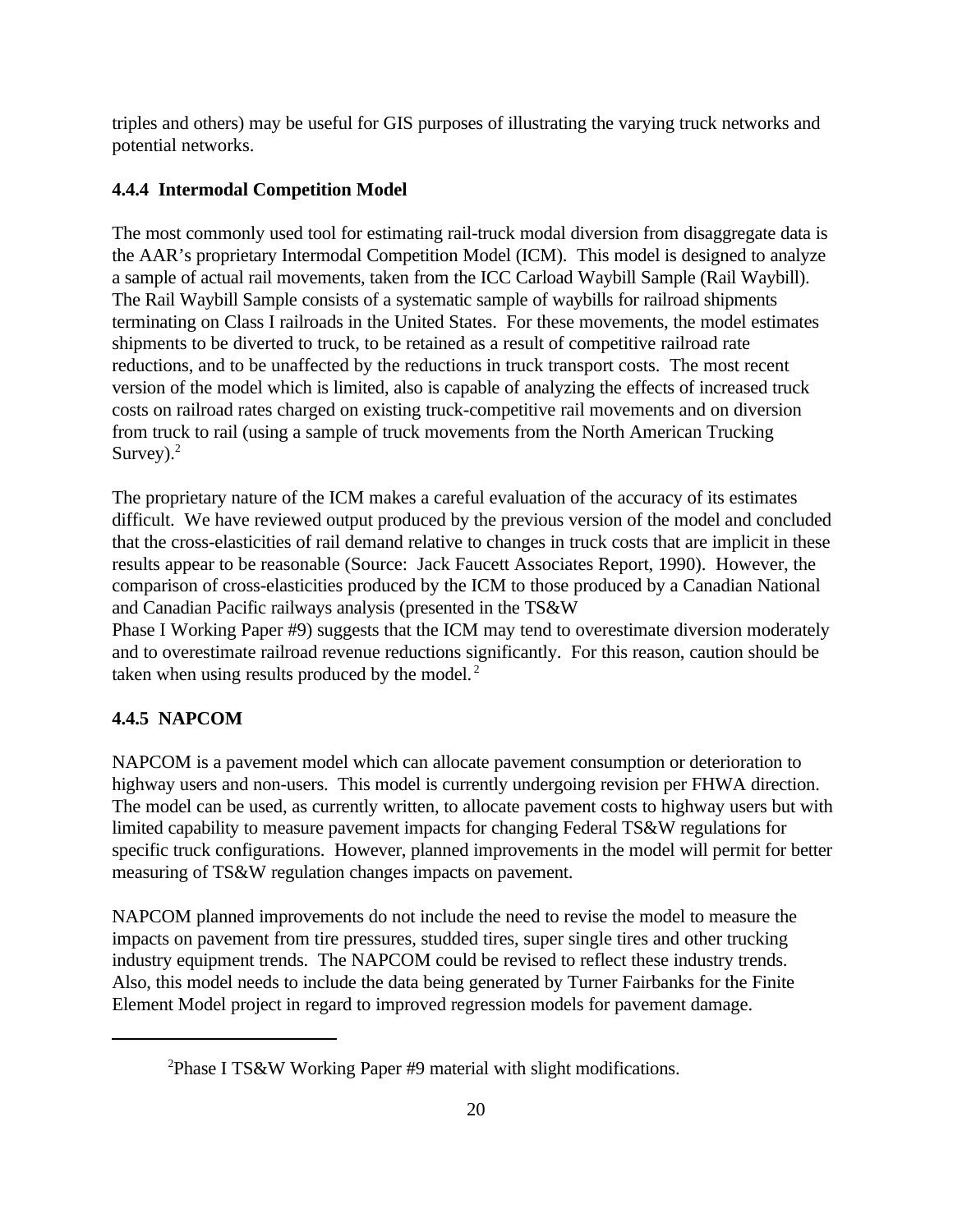triples and others) may be useful for GIS purposes of illustrating the varying truck networks and potential networks.

### 4.4.4 Intermodal Competition Model

The most commonly used tool for estimating rail-truck modal diversion from disaggregate data is the AAR's proprietary Intermodal Competition Model (ICM). This model is designed to analyze a sample of actual rail movements, taken from the ICC Carload Waybill Sample (Rail Waybill). The Rail Waybill Sample consists of a systematic sample of waybills for railroad shipments terminating on Class I railroads in the United States. For these movements, the model estimates shipments to be diverted to truck, to be retained as a result of competitive railroad rate reductions, and to be unaffected by the reductions in truck transport costs. The most recent version of the model which is limited, also is capable of analyzing the effects of increased truck costs on railroad rates charged on existing truck-competitive rail movements and on diversion from truck to rail (using a sample of truck movements from the North American Trucking Survey).[2]

The proprietary nature of the ICM makes a careful evaluation of the accuracy of its estimates difficult. We have reviewed output produced by the previous version of the model and concluded that the cross-elasticities of rail demand relative to changes in truck costs that are implicit in these results appear to be reasonable (Source: Jack Faucett Associates Report, 1990). However, the comparison of cross-elasticities produced by the ICM to those produced by a Canadian National and Canadian Pacific railways analysis (presented in the TS&W Phase I Working Paper #9) suggests that the ICM may tend to overestimate diversion moderately and to overestimate railroad revenue reductions significantly. For this reason, caution should be taken when using results produced by the model.[2]

### 4.4.5 NAPCOM

NAPCOM is a pavement model which can allocate pavement consumption or deterioration to highway users and non-users. This model is currently undergoing revision per FHWA direction. The model can be used, as currently written, to allocate pavement costs to highway users but with limited capability to measure pavement impacts for changing Federal TS&W regulations for specific truck configurations. However, planned improvements in the model will permit for better measuring of TS&W regulation changes impacts on pavement.

NAPCOM planned improvements do not include the need to revise the model to measure the impacts on pavement from tire pressures, studded tires, super single tires and other trucking industry equipment trends. The NAPCOM could be revised to reflect these industry trends. Also, this model needs to include the data being generated by Turner Fairbanks for the Finite Element Model project in regard to improved regression models for pavement damage.

---

[2]Phase I TS&W Working Paper #9 material with slight modifications.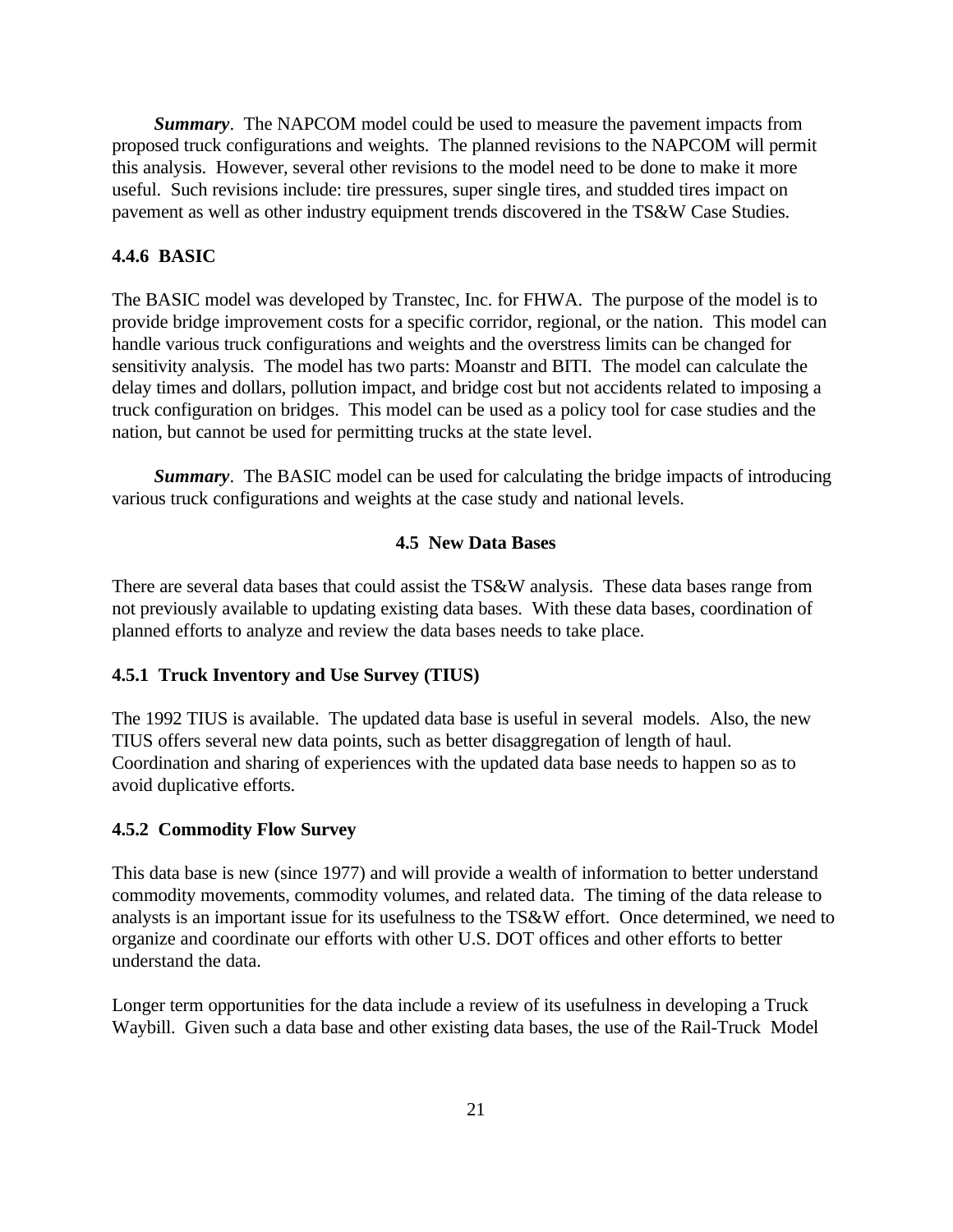***Summary***. The NAPCOM model could be used to measure the pavement impacts from proposed truck configurations and weights. The planned revisions to the NAPCOM will permit this analysis. However, several other revisions to the model need to be done to make it more useful. Such revisions include: tire pressures, super single tires, and studded tires impact on pavement as well as other industry equipment trends discovered in the TS&W Case Studies.

### 4.4.6 BASIC

The BASIC model was developed by Transtec, Inc. for FHWA. The purpose of the model is to provide bridge improvement costs for a specific corridor, regional, or the nation. This model can handle various truck configurations and weights and the overstress limits can be changed for sensitivity analysis. The model has two parts: Moanstr and BITI. The model can calculate the delay times and dollars, pollution impact, and bridge cost but not accidents related to imposing a truck configuration on bridges. This model can be used as a policy tool for case studies and the nation, but cannot be used for permitting trucks at the state level.

***Summary***. The BASIC model can be used for calculating the bridge impacts of introducing various truck configurations and weights at the case study and national levels.

## 4.5 New Data Bases

There are several data bases that could assist the TS&W analysis. These data bases range from not previously available to updating existing data bases. With these data bases, coordination of planned efforts to analyze and review the data bases needs to take place.

### 4.5.1 Truck Inventory and Use Survey (TIUS)

The 1992 TIUS is available. The updated data base is useful in several models. Also, the new TIUS offers several new data points, such as better disaggregation of length of haul. Coordination and sharing of experiences with the updated data base needs to happen so as to avoid duplicative efforts.

### 4.5.2 Commodity Flow Survey

This data base is new (since 1977) and will provide a wealth of information to better understand commodity movements, commodity volumes, and related data. The timing of the data release to analysts is an important issue for its usefulness to the TS&W effort. Once determined, we need to organize and coordinate our efforts with other U.S. DOT offices and other efforts to better understand the data.

Longer term opportunities for the data include a review of its usefulness in developing a Truck Waybill. Given such a data base and other existing data bases, the use of the Rail-Truck Model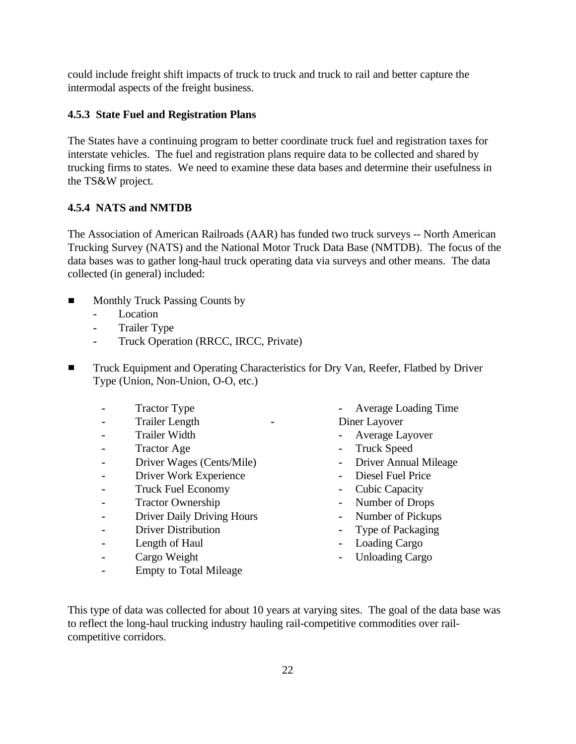could include freight shift impacts of truck to truck and truck to rail and better capture the intermodal aspects of the freight business.

### 4.5.3 State Fuel and Registration Plans

The States have a continuing program to better coordinate truck fuel and registration taxes for interstate vehicles. The fuel and registration plans require data to be collected and shared by trucking firms to states. We need to examine these data bases and determine their usefulness in the TS&W project.

### 4.5.4 NATS and NMTDB

The Association of American Railroads (AAR) has funded two truck surveys -- North American Trucking Survey (NATS) and the National Motor Truck Data Base (NMTDB). The focus of the data bases was to gather long-haul truck operating data via surveys and other means. The data collected (in general) included:

- Monthly Truck Passing Counts by
  - Location
  - Trailer Type
  - Truck Operation (RRCC, IRCC, Private)

- Truck Equipment and Operating Characteristics for Dry Van, Reefer, Flatbed by Driver Type (Union, Non-Union, O-O, etc.)
  - Tractor Type
  - Trailer Length
  - Trailer Width
  - Tractor Age
  - Driver Wages (Cents/Mile)
  - Driver Work Experience
  - Truck Fuel Economy
  - Tractor Ownership
  - Driver Daily Driving Hours
  - Driver Distribution
  - Length of Haul
  - Cargo Weight
  - Empty to Total Mileage
  - Average Loading Time
  - Diner Layover
  - Average Layover
  - Truck Speed
  - Driver Annual Mileage
  - Diesel Fuel Price
  - Cubic Capacity
  - Number of Drops
  - Number of Pickups
  - Type of Packaging
  - Loading Cargo
  - Unloading Cargo

This type of data was collected for about 10 years at varying sites. The goal of the data base was to reflect the long-haul trucking industry hauling rail-competitive commodities over rail-competitive corridors.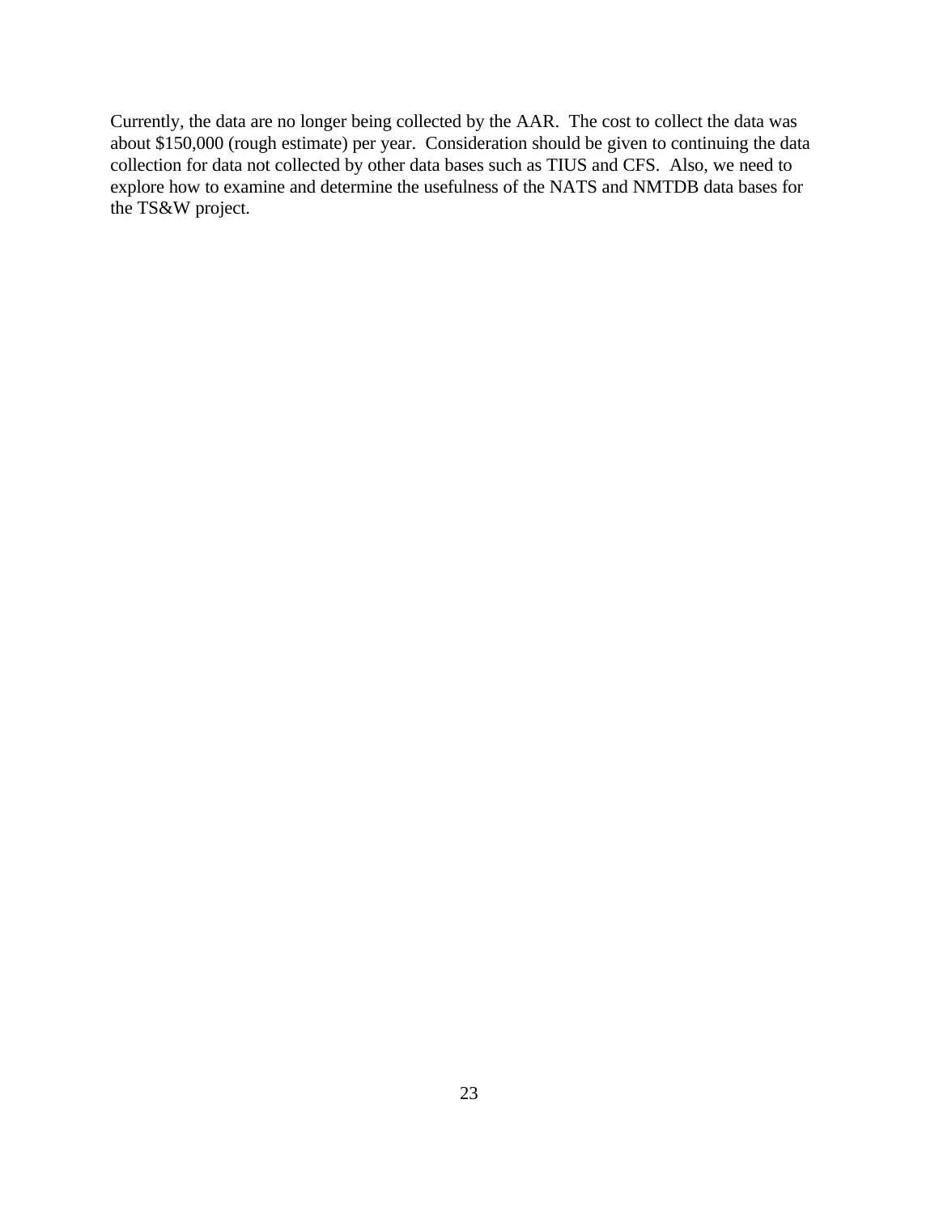Currently, the data are no longer being collected by the AAR. The cost to collect the data was about $150,000 (rough estimate) per year. Consideration should be given to continuing the data collection for data not collected by other data bases such as TIUS and CFS. Also, we need to explore how to examine and determine the usefulness of the NATS and NMTDB data bases for the TS&W project.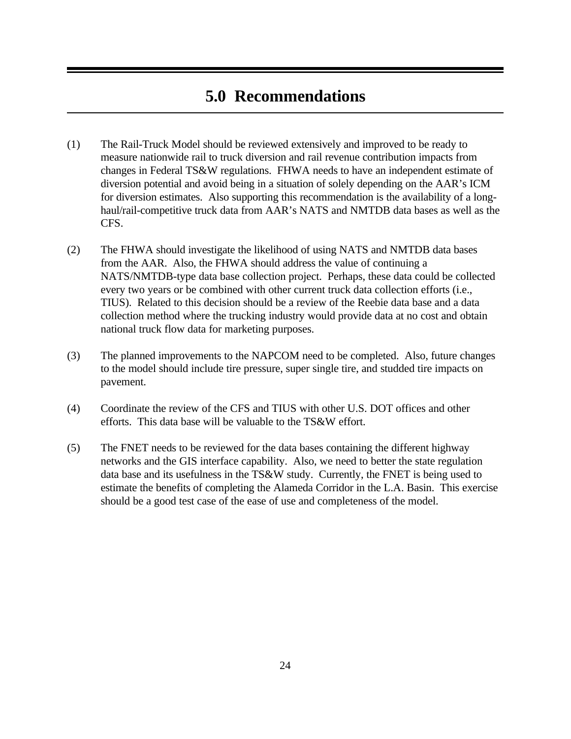# 5.0 Recommendations

(1) The Rail-Truck Model should be reviewed extensively and improved to be ready to measure nationwide rail to truck diversion and rail revenue contribution impacts from changes in Federal TS&W regulations. FHWA needs to have an independent estimate of diversion potential and avoid being in a situation of solely depending on the AAR's ICM for diversion estimates. Also supporting this recommendation is the availability of a long-haul/rail-competitive truck data from AAR's NATS and NMTDB data bases as well as the CFS.

(2) The FHWA should investigate the likelihood of using NATS and NMTDB data bases from the AAR. Also, the FHWA should address the value of continuing a NATS/NMTDB-type data base collection project. Perhaps, these data could be collected every two years or be combined with other current truck data collection efforts (i.e., TIUS). Related to this decision should be a review of the Reebie data base and a data collection method where the trucking industry would provide data at no cost and obtain national truck flow data for marketing purposes.

(3) The planned improvements to the NAPCOM need to be completed. Also, future changes to the model should include tire pressure, super single tire, and studded tire impacts on pavement.

(4) Coordinate the review of the CFS and TIUS with other U.S. DOT offices and other efforts. This data base will be valuable to the TS&W effort.

(5) The FNET needs to be reviewed for the data bases containing the different highway networks and the GIS interface capability. Also, we need to better the state regulation data base and its usefulness in the TS&W study. Currently, the FNET is being used to estimate the benefits of completing the Alameda Corridor in the L.A. Basin. This exercise should be a good test case of the ease of use and completeness of the model.